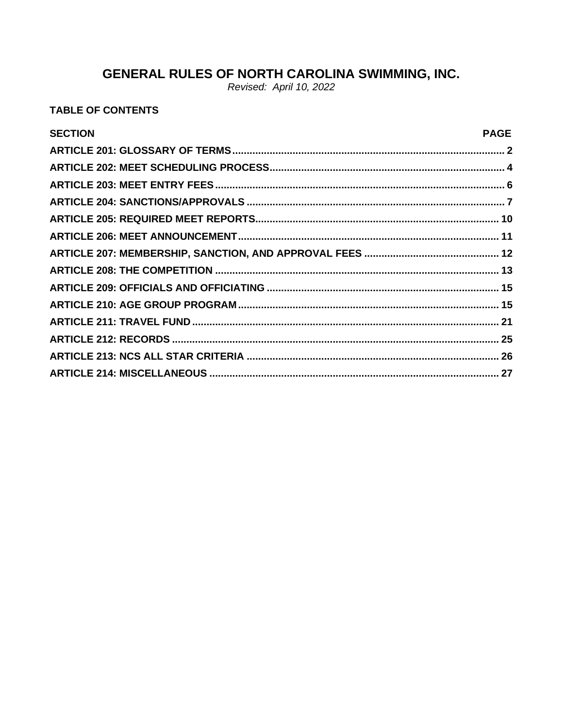# GENERAL RULES OF NORTH CAROLINA SWIMMING, INC.

*Revised: April 10, 2022*

**TABLE OF CONTENTS**

| SECTION | PAGE |
|---|---|
| ARTICLE 201: GLOSSARY OF TERMS | 2 |
| ARTICLE 202: MEET SCHEDULING PROCESS | 4 |
| ARTICLE 203: MEET ENTRY FEES | 6 |
| ARTICLE 204: SANCTIONS/APPROVALS | 7 |
| ARTICLE 205: REQUIRED MEET REPORTS | 10 |
| ARTICLE 206: MEET ANNOUNCEMENT | 11 |
| ARTICLE 207: MEMBERSHIP, SANCTION, AND APPROVAL FEES | 12 |
| ARTICLE 208: THE COMPETITION | 13 |
| ARTICLE 209: OFFICIALS AND OFFICIATING | 15 |
| ARTICLE 210: AGE GROUP PROGRAM | 15 |
| ARTICLE 211: TRAVEL FUND | 21 |
| ARTICLE 212: RECORDS | 25 |
| ARTICLE 213: NCS ALL STAR CRITERIA | 26 |
| ARTICLE 214: MISCELLANEOUS | 27 |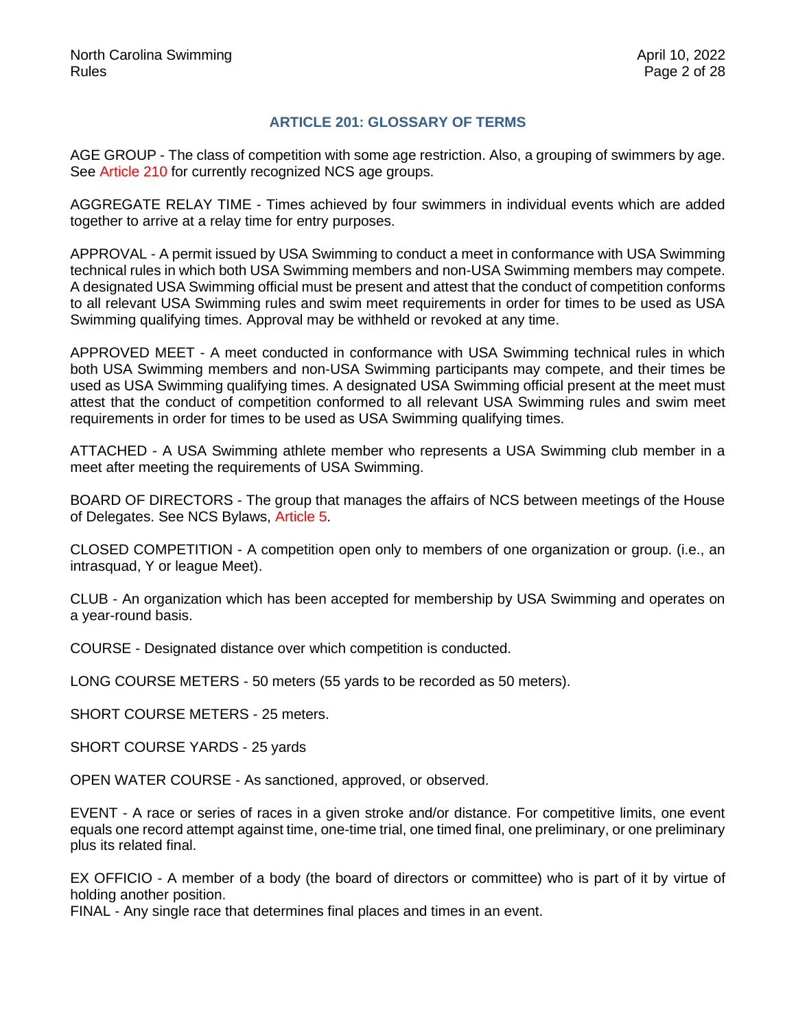## ARTICLE 201: GLOSSARY OF TERMS

AGE GROUP - The class of competition with some age restriction. Also, a grouping of swimmers by age. See Article 210 for currently recognized NCS age groups.

AGGREGATE RELAY TIME - Times achieved by four swimmers in individual events which are added together to arrive at a relay time for entry purposes.

APPROVAL - A permit issued by USA Swimming to conduct a meet in conformance with USA Swimming technical rules in which both USA Swimming members and non-USA Swimming members may compete. A designated USA Swimming official must be present and attest that the conduct of competition conforms to all relevant USA Swimming rules and swim meet requirements in order for times to be used as USA Swimming qualifying times. Approval may be withheld or revoked at any time.

APPROVED MEET - A meet conducted in conformance with USA Swimming technical rules in which both USA Swimming members and non-USA Swimming participants may compete, and their times be used as USA Swimming qualifying times. A designated USA Swimming official present at the meet must attest that the conduct of competition conformed to all relevant USA Swimming rules and swim meet requirements in order for times to be used as USA Swimming qualifying times.

ATTACHED - A USA Swimming athlete member who represents a USA Swimming club member in a meet after meeting the requirements of USA Swimming.

BOARD OF DIRECTORS - The group that manages the affairs of NCS between meetings of the House of Delegates. See NCS Bylaws, Article 5.

CLOSED COMPETITION - A competition open only to members of one organization or group. (i.e., an intrasquad, Y or league Meet).

CLUB - An organization which has been accepted for membership by USA Swimming and operates on a year-round basis.

COURSE - Designated distance over which competition is conducted.

LONG COURSE METERS - 50 meters (55 yards to be recorded as 50 meters).

SHORT COURSE METERS - 25 meters.

SHORT COURSE YARDS - 25 yards

OPEN WATER COURSE - As sanctioned, approved, or observed.

EVENT - A race or series of races in a given stroke and/or distance. For competitive limits, one event equals one record attempt against time, one-time trial, one timed final, one preliminary, or one preliminary plus its related final.

EX OFFICIO - A member of a body (the board of directors or committee) who is part of it by virtue of holding another position.

FINAL - Any single race that determines final places and times in an event.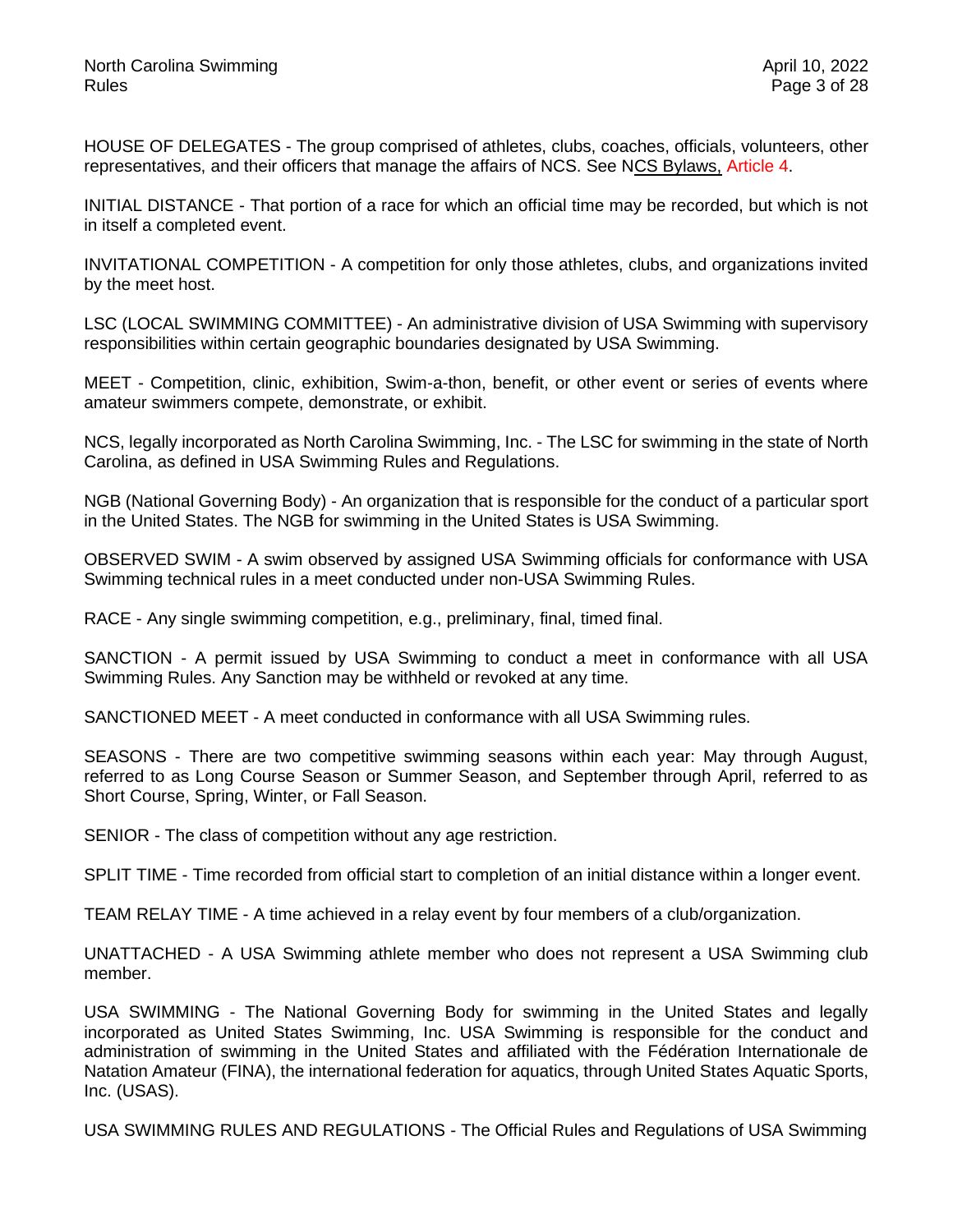HOUSE OF DELEGATES - The group comprised of athletes, clubs, coaches, officials, volunteers, other representatives, and their officers that manage the affairs of NCS. See NCS Bylaws, Article 4.

INITIAL DISTANCE - That portion of a race for which an official time may be recorded, but which is not in itself a completed event.

INVITATIONAL COMPETITION - A competition for only those athletes, clubs, and organizations invited by the meet host.

LSC (LOCAL SWIMMING COMMITTEE) - An administrative division of USA Swimming with supervisory responsibilities within certain geographic boundaries designated by USA Swimming.

MEET - Competition, clinic, exhibition, Swim-a-thon, benefit, or other event or series of events where amateur swimmers compete, demonstrate, or exhibit.

NCS, legally incorporated as North Carolina Swimming, Inc. - The LSC for swimming in the state of North Carolina, as defined in USA Swimming Rules and Regulations.

NGB (National Governing Body) - An organization that is responsible for the conduct of a particular sport in the United States. The NGB for swimming in the United States is USA Swimming.

OBSERVED SWIM - A swim observed by assigned USA Swimming officials for conformance with USA Swimming technical rules in a meet conducted under non-USA Swimming Rules.

RACE - Any single swimming competition, e.g., preliminary, final, timed final.

SANCTION - A permit issued by USA Swimming to conduct a meet in conformance with all USA Swimming Rules. Any Sanction may be withheld or revoked at any time.

SANCTIONED MEET - A meet conducted in conformance with all USA Swimming rules.

SEASONS - There are two competitive swimming seasons within each year: May through August, referred to as Long Course Season or Summer Season, and September through April, referred to as Short Course, Spring, Winter, or Fall Season.

SENIOR - The class of competition without any age restriction.

SPLIT TIME - Time recorded from official start to completion of an initial distance within a longer event.

TEAM RELAY TIME - A time achieved in a relay event by four members of a club/organization.

UNATTACHED - A USA Swimming athlete member who does not represent a USA Swimming club member.

USA SWIMMING - The National Governing Body for swimming in the United States and legally incorporated as United States Swimming, Inc. USA Swimming is responsible for the conduct and administration of swimming in the United States and affiliated with the Fédération Internationale de Natation Amateur (FINA), the international federation for aquatics, through United States Aquatic Sports, Inc. (USAS).

USA SWIMMING RULES AND REGULATIONS - The Official Rules and Regulations of USA Swimming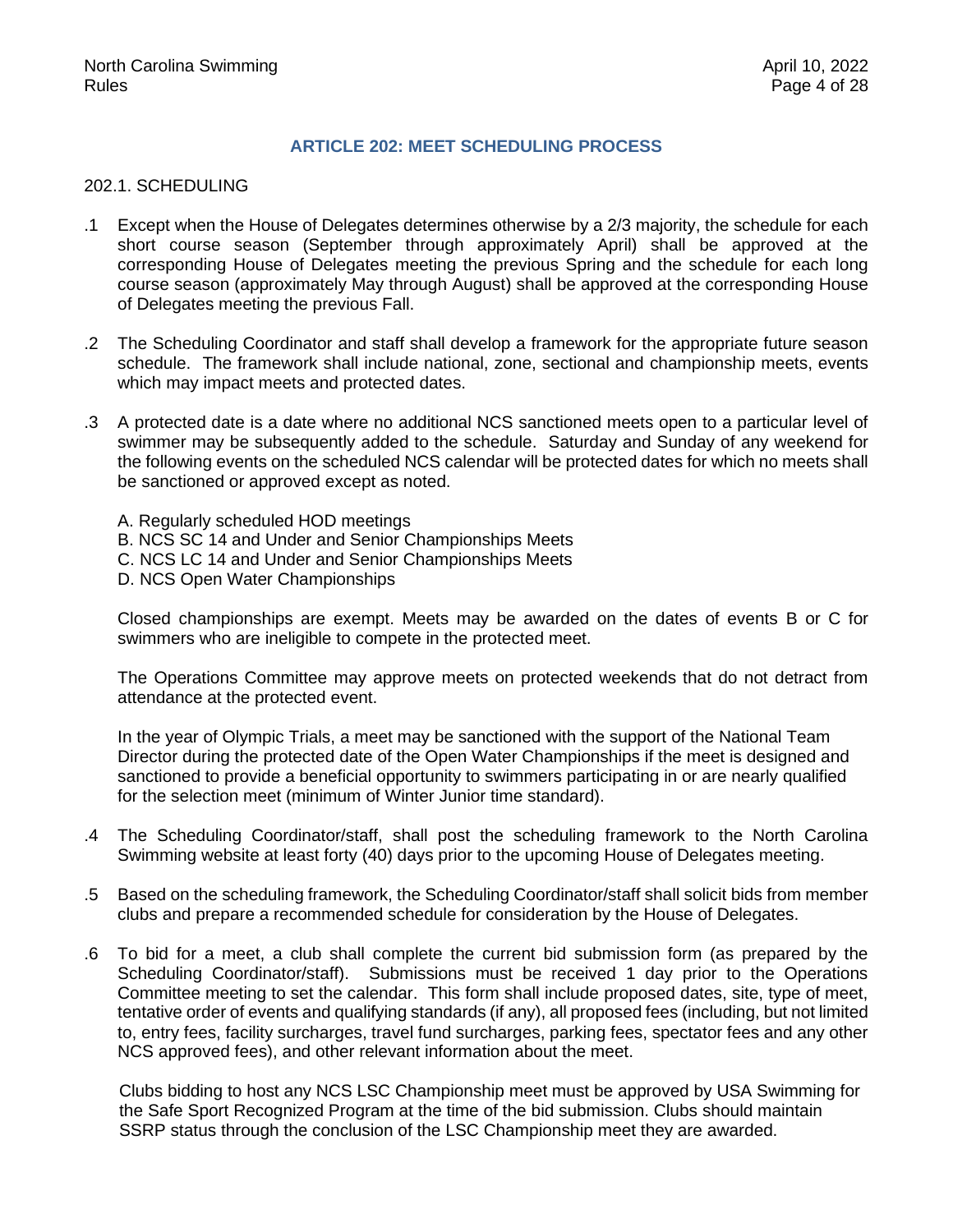## ARTICLE 202: MEET SCHEDULING PROCESS

202.1. SCHEDULING

.1 Except when the House of Delegates determines otherwise by a 2/3 majority, the schedule for each short course season (September through approximately April) shall be approved at the corresponding House of Delegates meeting the previous Spring and the schedule for each long course season (approximately May through August) shall be approved at the corresponding House of Delegates meeting the previous Fall.

.2 The Scheduling Coordinator and staff shall develop a framework for the appropriate future season schedule. The framework shall include national, zone, sectional and championship meets, events which may impact meets and protected dates.

.3 A protected date is a date where no additional NCS sanctioned meets open to a particular level of swimmer may be subsequently added to the schedule. Saturday and Sunday of any weekend for the following events on the scheduled NCS calendar will be protected dates for which no meets shall be sanctioned or approved except as noted.

A. Regularly scheduled HOD meetings
B. NCS SC 14 and Under and Senior Championships Meets
C. NCS LC 14 and Under and Senior Championships Meets
D. NCS Open Water Championships

Closed championships are exempt. Meets may be awarded on the dates of events B or C for swimmers who are ineligible to compete in the protected meet.

The Operations Committee may approve meets on protected weekends that do not detract from attendance at the protected event.

In the year of Olympic Trials, a meet may be sanctioned with the support of the National Team Director during the protected date of the Open Water Championships if the meet is designed and sanctioned to provide a beneficial opportunity to swimmers participating in or are nearly qualified for the selection meet (minimum of Winter Junior time standard).

.4 The Scheduling Coordinator/staff, shall post the scheduling framework to the North Carolina Swimming website at least forty (40) days prior to the upcoming House of Delegates meeting.

.5 Based on the scheduling framework, the Scheduling Coordinator/staff shall solicit bids from member clubs and prepare a recommended schedule for consideration by the House of Delegates.

.6 To bid for a meet, a club shall complete the current bid submission form (as prepared by the Scheduling Coordinator/staff). Submissions must be received 1 day prior to the Operations Committee meeting to set the calendar. This form shall include proposed dates, site, type of meet, tentative order of events and qualifying standards (if any), all proposed fees (including, but not limited to, entry fees, facility surcharges, travel fund surcharges, parking fees, spectator fees and any other NCS approved fees), and other relevant information about the meet.

Clubs bidding to host any NCS LSC Championship meet must be approved by USA Swimming for the Safe Sport Recognized Program at the time of the bid submission. Clubs should maintain SSRP status through the conclusion of the LSC Championship meet they are awarded.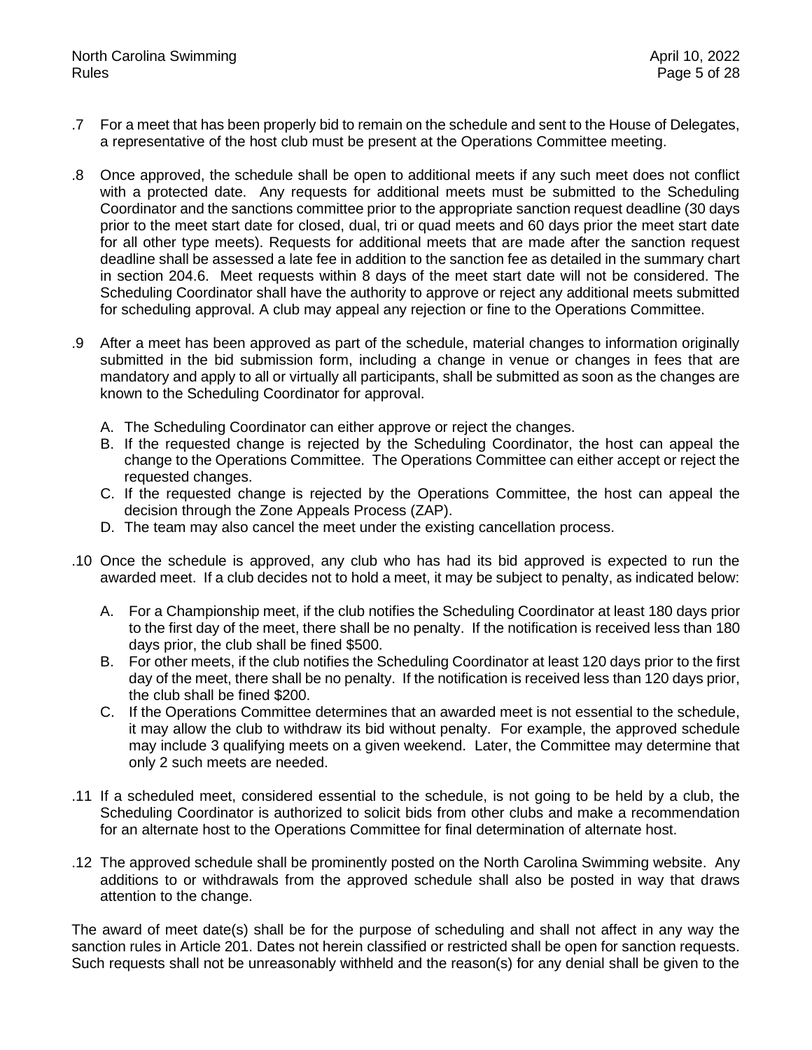.7 For a meet that has been properly bid to remain on the schedule and sent to the House of Delegates, a representative of the host club must be present at the Operations Committee meeting.

.8 Once approved, the schedule shall be open to additional meets if any such meet does not conflict with a protected date. Any requests for additional meets must be submitted to the Scheduling Coordinator and the sanctions committee prior to the appropriate sanction request deadline (30 days prior to the meet start date for closed, dual, tri or quad meets and 60 days prior the meet start date for all other type meets). Requests for additional meets that are made after the sanction request deadline shall be assessed a late fee in addition to the sanction fee as detailed in the summary chart in section 204.6. Meet requests within 8 days of the meet start date will not be considered. The Scheduling Coordinator shall have the authority to approve or reject any additional meets submitted for scheduling approval. A club may appeal any rejection or fine to the Operations Committee.

.9 After a meet has been approved as part of the schedule, material changes to information originally submitted in the bid submission form, including a change in venue or changes in fees that are mandatory and apply to all or virtually all participants, shall be submitted as soon as the changes are known to the Scheduling Coordinator for approval.

A. The Scheduling Coordinator can either approve or reject the changes.
B. If the requested change is rejected by the Scheduling Coordinator, the host can appeal the change to the Operations Committee. The Operations Committee can either accept or reject the requested changes.
C. If the requested change is rejected by the Operations Committee, the host can appeal the decision through the Zone Appeals Process (ZAP).
D. The team may also cancel the meet under the existing cancellation process.

.10 Once the schedule is approved, any club who has had its bid approved is expected to run the awarded meet. If a club decides not to hold a meet, it may be subject to penalty, as indicated below:

A. For a Championship meet, if the club notifies the Scheduling Coordinator at least 180 days prior to the first day of the meet, there shall be no penalty. If the notification is received less than 180 days prior, the club shall be fined $500.
B. For other meets, if the club notifies the Scheduling Coordinator at least 120 days prior to the first day of the meet, there shall be no penalty. If the notification is received less than 120 days prior, the club shall be fined $200.
C. If the Operations Committee determines that an awarded meet is not essential to the schedule, it may allow the club to withdraw its bid without penalty. For example, the approved schedule may include 3 qualifying meets on a given weekend. Later, the Committee may determine that only 2 such meets are needed.

.11 If a scheduled meet, considered essential to the schedule, is not going to be held by a club, the Scheduling Coordinator is authorized to solicit bids from other clubs and make a recommendation for an alternate host to the Operations Committee for final determination of alternate host.

.12 The approved schedule shall be prominently posted on the North Carolina Swimming website. Any additions to or withdrawals from the approved schedule shall also be posted in way that draws attention to the change.

The award of meet date(s) shall be for the purpose of scheduling and shall not affect in any way the sanction rules in Article 201. Dates not herein classified or restricted shall be open for sanction requests. Such requests shall not be unreasonably withheld and the reason(s) for any denial shall be given to the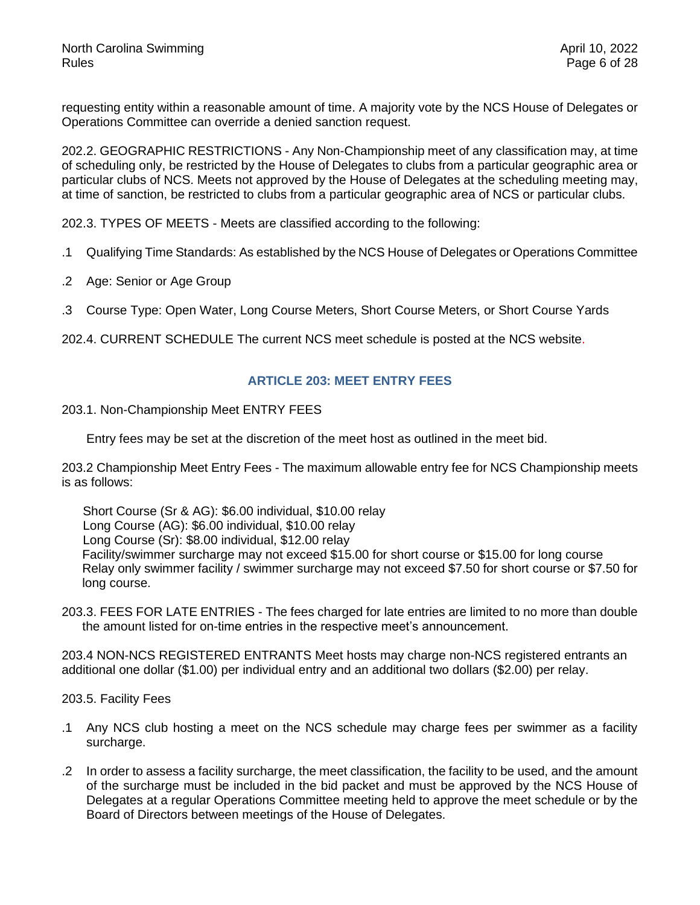requesting entity within a reasonable amount of time. A majority vote by the NCS House of Delegates or Operations Committee can override a denied sanction request.

202.2. GEOGRAPHIC RESTRICTIONS - Any Non-Championship meet of any classification may, at time of scheduling only, be restricted by the House of Delegates to clubs from a particular geographic area or particular clubs of NCS. Meets not approved by the House of Delegates at the scheduling meeting may, at time of sanction, be restricted to clubs from a particular geographic area of NCS or particular clubs.

202.3. TYPES OF MEETS - Meets are classified according to the following:

.1 Qualifying Time Standards: As established by the NCS House of Delegates or Operations Committee

.2 Age: Senior or Age Group

.3 Course Type: Open Water, Long Course Meters, Short Course Meters, or Short Course Yards

202.4. CURRENT SCHEDULE The current NCS meet schedule is posted at the NCS website.

## ARTICLE 203: MEET ENTRY FEES

203.1. Non-Championship Meet ENTRY FEES

Entry fees may be set at the discretion of the meet host as outlined in the meet bid.

203.2 Championship Meet Entry Fees - The maximum allowable entry fee for NCS Championship meets is as follows:

Short Course (Sr & AG): $6.00 individual, $10.00 relay
Long Course (AG): $6.00 individual, $10.00 relay
Long Course (Sr): $8.00 individual, $12.00 relay
Facility/swimmer surcharge may not exceed $15.00 for short course or $15.00 for long course
Relay only swimmer facility / swimmer surcharge may not exceed $7.50 for short course or $7.50 for long course.

203.3. FEES FOR LATE ENTRIES - The fees charged for late entries are limited to no more than double the amount listed for on-time entries in the respective meet's announcement.

203.4 NON-NCS REGISTERED ENTRANTS Meet hosts may charge non-NCS registered entrants an additional one dollar ($1.00) per individual entry and an additional two dollars ($2.00) per relay.

203.5. Facility Fees

.1 Any NCS club hosting a meet on the NCS schedule may charge fees per swimmer as a facility surcharge.

.2 In order to assess a facility surcharge, the meet classification, the facility to be used, and the amount of the surcharge must be included in the bid packet and must be approved by the NCS House of Delegates at a regular Operations Committee meeting held to approve the meet schedule or by the Board of Directors between meetings of the House of Delegates.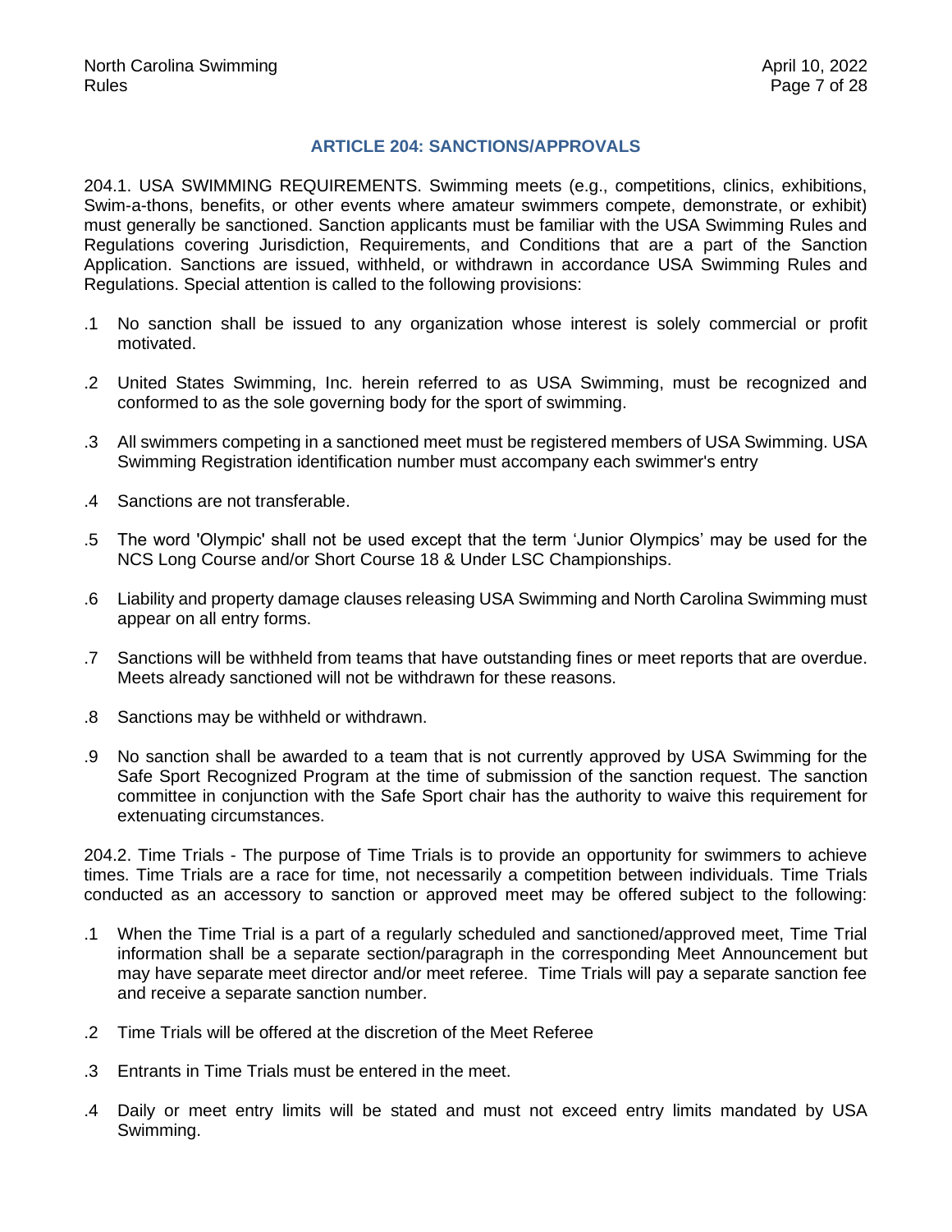## ARTICLE 204: SANCTIONS/APPROVALS

204.1. USA SWIMMING REQUIREMENTS. Swimming meets (e.g., competitions, clinics, exhibitions, Swim-a-thons, benefits, or other events where amateur swimmers compete, demonstrate, or exhibit) must generally be sanctioned. Sanction applicants must be familiar with the USA Swimming Rules and Regulations covering Jurisdiction, Requirements, and Conditions that are a part of the Sanction Application. Sanctions are issued, withheld, or withdrawn in accordance USA Swimming Rules and Regulations. Special attention is called to the following provisions:

.1 No sanction shall be issued to any organization whose interest is solely commercial or profit motivated.

.2 United States Swimming, Inc. herein referred to as USA Swimming, must be recognized and conformed to as the sole governing body for the sport of swimming.

.3 All swimmers competing in a sanctioned meet must be registered members of USA Swimming. USA Swimming Registration identification number must accompany each swimmer's entry

.4 Sanctions are not transferable.

.5 The word 'Olympic' shall not be used except that the term 'Junior Olympics' may be used for the NCS Long Course and/or Short Course 18 & Under LSC Championships.

.6 Liability and property damage clauses releasing USA Swimming and North Carolina Swimming must appear on all entry forms.

.7 Sanctions will be withheld from teams that have outstanding fines or meet reports that are overdue. Meets already sanctioned will not be withdrawn for these reasons.

.8 Sanctions may be withheld or withdrawn.

.9 No sanction shall be awarded to a team that is not currently approved by USA Swimming for the Safe Sport Recognized Program at the time of submission of the sanction request. The sanction committee in conjunction with the Safe Sport chair has the authority to waive this requirement for extenuating circumstances.

204.2. Time Trials - The purpose of Time Trials is to provide an opportunity for swimmers to achieve times. Time Trials are a race for time, not necessarily a competition between individuals. Time Trials conducted as an accessory to sanction or approved meet may be offered subject to the following:

.1 When the Time Trial is a part of a regularly scheduled and sanctioned/approved meet, Time Trial information shall be a separate section/paragraph in the corresponding Meet Announcement but may have separate meet director and/or meet referee. Time Trials will pay a separate sanction fee and receive a separate sanction number.

.2 Time Trials will be offered at the discretion of the Meet Referee

.3 Entrants in Time Trials must be entered in the meet.

.4 Daily or meet entry limits will be stated and must not exceed entry limits mandated by USA Swimming.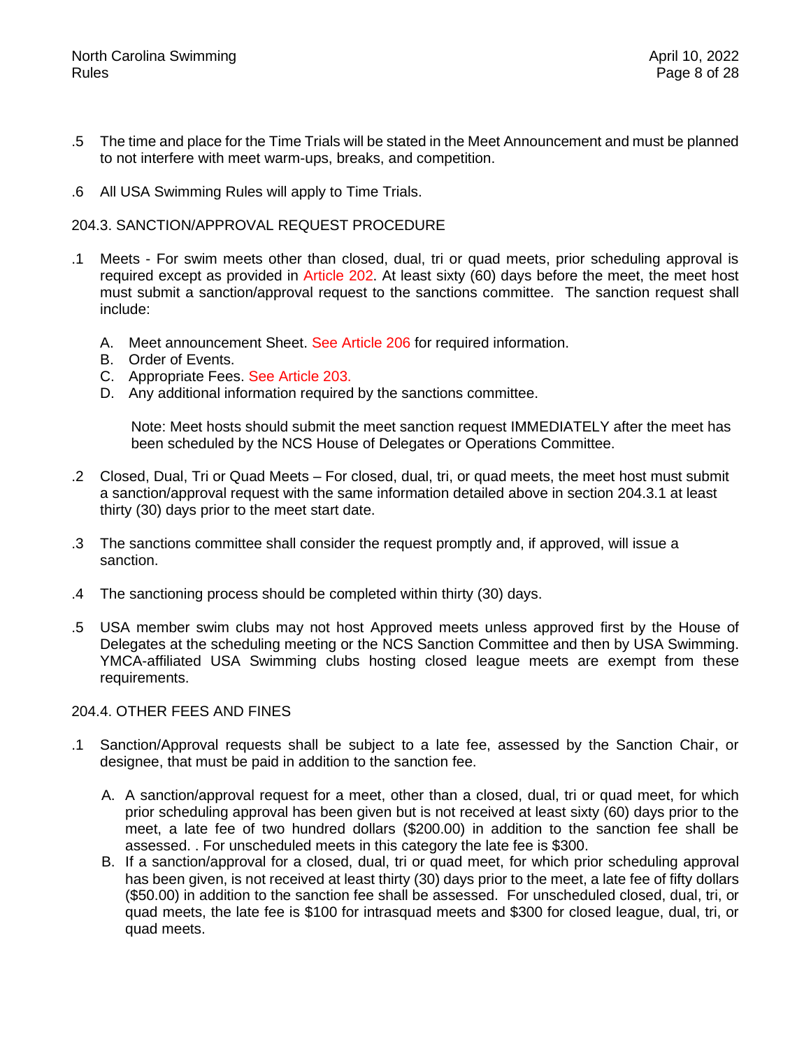.5 The time and place for the Time Trials will be stated in the Meet Announcement and must be planned to not interfere with meet warm-ups, breaks, and competition.

.6 All USA Swimming Rules will apply to Time Trials.

204.3. SANCTION/APPROVAL REQUEST PROCEDURE

.1 Meets - For swim meets other than closed, dual, tri or quad meets, prior scheduling approval is required except as provided in Article 202. At least sixty (60) days before the meet, the meet host must submit a sanction/approval request to the sanctions committee. The sanction request shall include:

A. Meet announcement Sheet. See Article 206 for required information.
B. Order of Events.
C. Appropriate Fees. See Article 203.
D. Any additional information required by the sanctions committee.

Note: Meet hosts should submit the meet sanction request IMMEDIATELY after the meet has been scheduled by the NCS House of Delegates or Operations Committee.

.2 Closed, Dual, Tri or Quad Meets – For closed, dual, tri, or quad meets, the meet host must submit a sanction/approval request with the same information detailed above in section 204.3.1 at least thirty (30) days prior to the meet start date.

.3 The sanctions committee shall consider the request promptly and, if approved, will issue a sanction.

.4 The sanctioning process should be completed within thirty (30) days.

.5 USA member swim clubs may not host Approved meets unless approved first by the House of Delegates at the scheduling meeting or the NCS Sanction Committee and then by USA Swimming. YMCA-affiliated USA Swimming clubs hosting closed league meets are exempt from these requirements.

204.4. OTHER FEES AND FINES

.1 Sanction/Approval requests shall be subject to a late fee, assessed by the Sanction Chair, or designee, that must be paid in addition to the sanction fee.

A. A sanction/approval request for a meet, other than a closed, dual, tri or quad meet, for which prior scheduling approval has been given but is not received at least sixty (60) days prior to the meet, a late fee of two hundred dollars ($200.00) in addition to the sanction fee shall be assessed. . For unscheduled meets in this category the late fee is $300.
B. If a sanction/approval for a closed, dual, tri or quad meet, for which prior scheduling approval has been given, is not received at least thirty (30) days prior to the meet, a late fee of fifty dollars ($50.00) in addition to the sanction fee shall be assessed. For unscheduled closed, dual, tri, or quad meets, the late fee is $100 for intrasquad meets and $300 for closed league, dual, tri, or quad meets.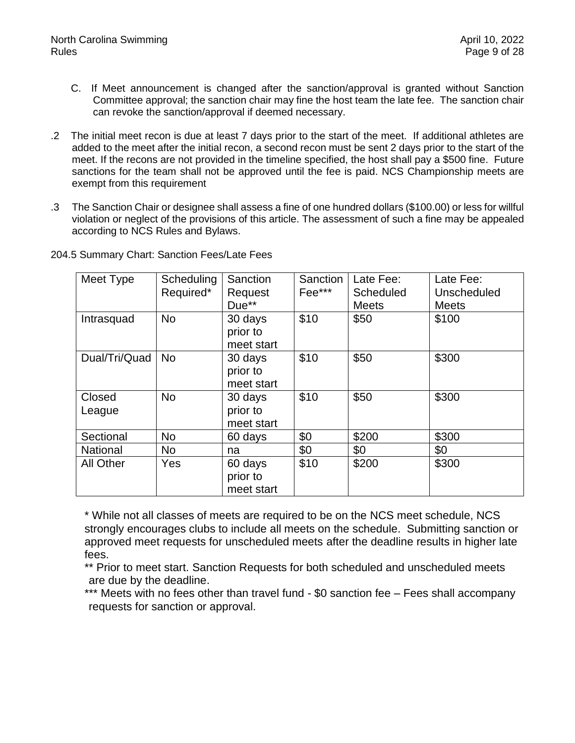C. If Meet announcement is changed after the sanction/approval is granted without Sanction Committee approval; the sanction chair may fine the host team the late fee. The sanction chair can revoke the sanction/approval if deemed necessary.

.2 The initial meet recon is due at least 7 days prior to the start of the meet. If additional athletes are added to the meet after the initial recon, a second recon must be sent 2 days prior to the start of the meet. If the recons are not provided in the timeline specified, the host shall pay a $500 fine. Future sanctions for the team shall not be approved until the fee is paid. NCS Championship meets are exempt from this requirement

.3 The Sanction Chair or designee shall assess a fine of one hundred dollars ($100.00) or less for willful violation or neglect of the provisions of this article. The assessment of such a fine may be appealed according to NCS Rules and Bylaws.

204.5 Summary Chart: Sanction Fees/Late Fees

| Meet Type | Scheduling Required* | Sanction Request Due** | Sanction Fee*** | Late Fee: Scheduled Meets | Late Fee: Unscheduled Meets |
|---|---|---|---|---|---|
| Intrasquad | No | 30 days prior to meet start | $10 | $50 | $100 |
| Dual/Tri/Quad | No | 30 days prior to meet start | $10 | $50 | $300 |
| Closed League | No | 30 days prior to meet start | $10 | $50 | $300 |
| Sectional | No | 60 days | $0 | $200 | $300 |
| National | No | na | $0 | $0 | $0 |
| All Other | Yes | 60 days prior to meet start | $10 | $200 | $300 |

* While not all classes of meets are required to be on the NCS meet schedule, NCS strongly encourages clubs to include all meets on the schedule. Submitting sanction or approved meet requests for unscheduled meets after the deadline results in higher late fees.

** Prior to meet start. Sanction Requests for both scheduled and unscheduled meets are due by the deadline.

*** Meets with no fees other than travel fund - $0 sanction fee – Fees shall accompany requests for sanction or approval.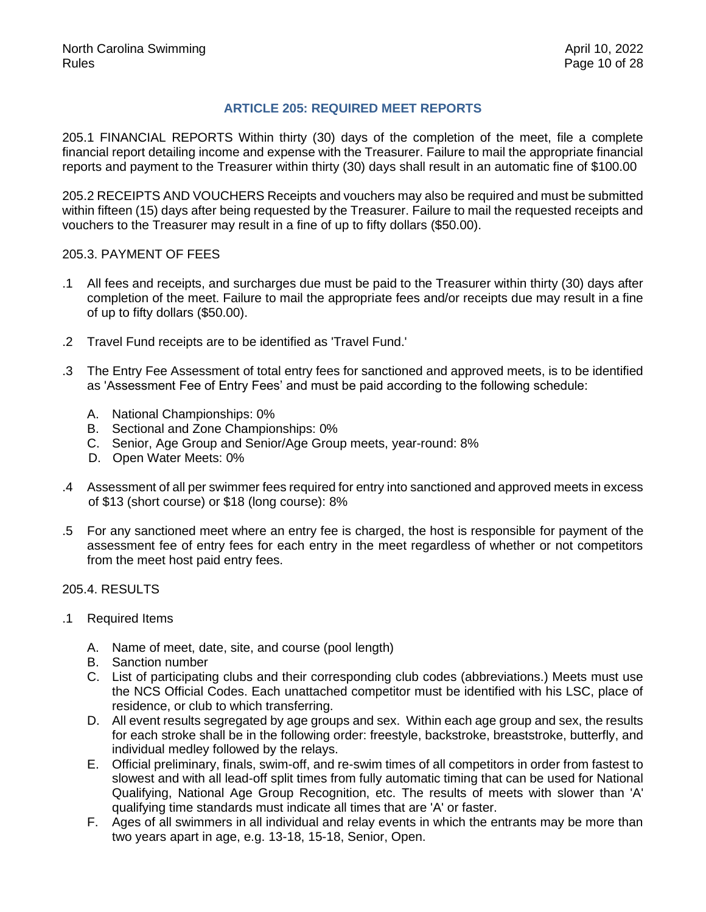## ARTICLE 205: REQUIRED MEET REPORTS

205.1 FINANCIAL REPORTS Within thirty (30) days of the completion of the meet, file a complete financial report detailing income and expense with the Treasurer. Failure to mail the appropriate financial reports and payment to the Treasurer within thirty (30) days shall result in an automatic fine of $100.00

205.2 RECEIPTS AND VOUCHERS Receipts and vouchers may also be required and must be submitted within fifteen (15) days after being requested by the Treasurer. Failure to mail the requested receipts and vouchers to the Treasurer may result in a fine of up to fifty dollars ($50.00).

205.3. PAYMENT OF FEES

.1 All fees and receipts, and surcharges due must be paid to the Treasurer within thirty (30) days after completion of the meet. Failure to mail the appropriate fees and/or receipts due may result in a fine of up to fifty dollars ($50.00).

.2 Travel Fund receipts are to be identified as 'Travel Fund.'

.3 The Entry Fee Assessment of total entry fees for sanctioned and approved meets, is to be identified as 'Assessment Fee of Entry Fees' and must be paid according to the following schedule:

A. National Championships: 0%
B. Sectional and Zone Championships: 0%
C. Senior, Age Group and Senior/Age Group meets, year-round: 8%
D. Open Water Meets: 0%

.4 Assessment of all per swimmer fees required for entry into sanctioned and approved meets in excess of $13 (short course) or $18 (long course): 8%

.5 For any sanctioned meet where an entry fee is charged, the host is responsible for payment of the assessment fee of entry fees for each entry in the meet regardless of whether or not competitors from the meet host paid entry fees.

205.4. RESULTS

.1 Required Items

A. Name of meet, date, site, and course (pool length)
B. Sanction number
C. List of participating clubs and their corresponding club codes (abbreviations.) Meets must use the NCS Official Codes. Each unattached competitor must be identified with his LSC, place of residence, or club to which transferring.
D. All event results segregated by age groups and sex. Within each age group and sex, the results for each stroke shall be in the following order: freestyle, backstroke, breaststroke, butterfly, and individual medley followed by the relays.
E. Official preliminary, finals, swim-off, and re-swim times of all competitors in order from fastest to slowest and with all lead-off split times from fully automatic timing that can be used for National Qualifying, National Age Group Recognition, etc. The results of meets with slower than 'A' qualifying time standards must indicate all times that are 'A' or faster.
F. Ages of all swimmers in all individual and relay events in which the entrants may be more than two years apart in age, e.g. 13-18, 15-18, Senior, Open.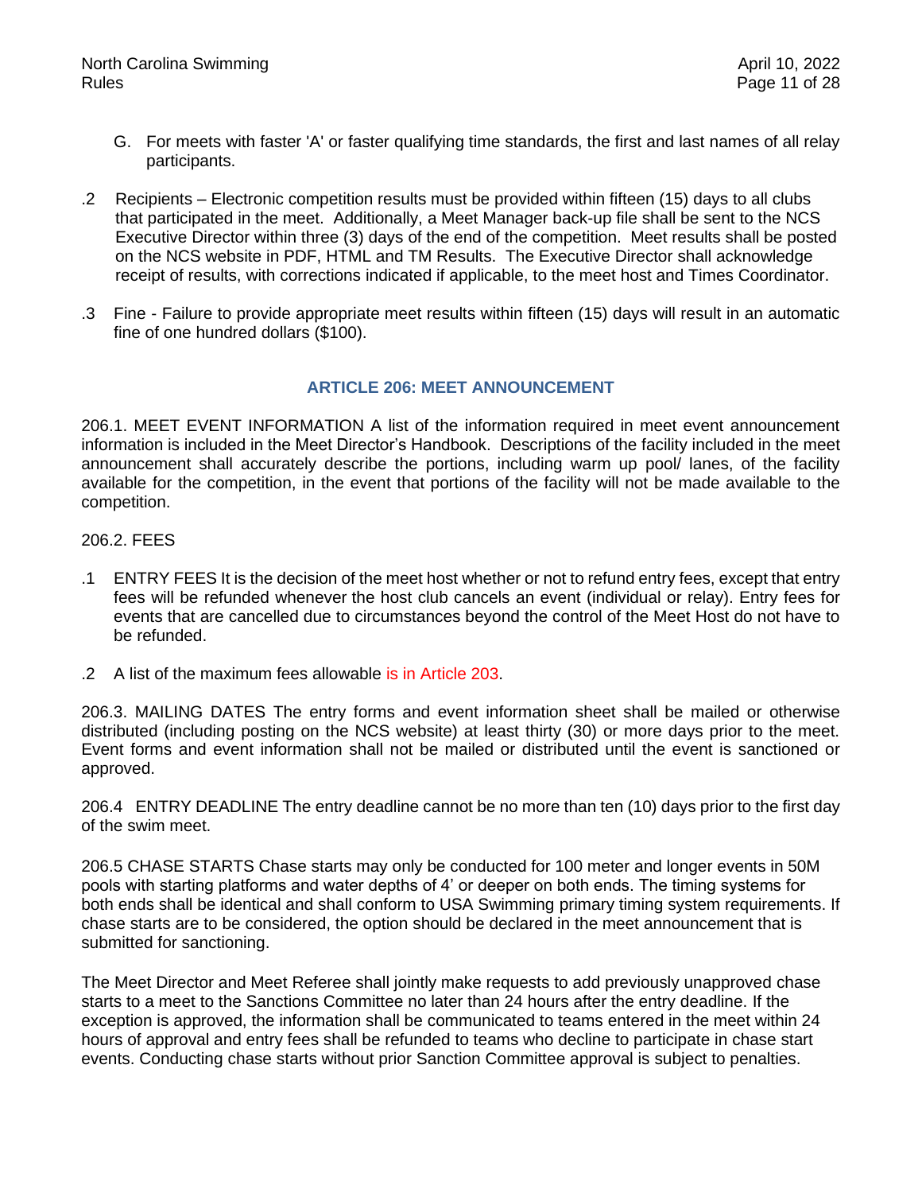G. For meets with faster 'A' or faster qualifying time standards, the first and last names of all relay participants.

.2 Recipients – Electronic competition results must be provided within fifteen (15) days to all clubs that participated in the meet. Additionally, a Meet Manager back-up file shall be sent to the NCS Executive Director within three (3) days of the end of the competition. Meet results shall be posted on the NCS website in PDF, HTML and TM Results. The Executive Director shall acknowledge receipt of results, with corrections indicated if applicable, to the meet host and Times Coordinator.

.3 Fine - Failure to provide appropriate meet results within fifteen (15) days will result in an automatic fine of one hundred dollars ($100).

## ARTICLE 206: MEET ANNOUNCEMENT

206.1. MEET EVENT INFORMATION A list of the information required in meet event announcement information is included in the Meet Director's Handbook. Descriptions of the facility included in the meet announcement shall accurately describe the portions, including warm up pool/ lanes, of the facility available for the competition, in the event that portions of the facility will not be made available to the competition.

206.2. FEES

.1 ENTRY FEES It is the decision of the meet host whether or not to refund entry fees, except that entry fees will be refunded whenever the host club cancels an event (individual or relay). Entry fees for events that are cancelled due to circumstances beyond the control of the Meet Host do not have to be refunded.

.2 A list of the maximum fees allowable is in Article 203.

206.3. MAILING DATES The entry forms and event information sheet shall be mailed or otherwise distributed (including posting on the NCS website) at least thirty (30) or more days prior to the meet. Event forms and event information shall not be mailed or distributed until the event is sanctioned or approved.

206.4 ENTRY DEADLINE The entry deadline cannot be no more than ten (10) days prior to the first day of the swim meet.

206.5 CHASE STARTS Chase starts may only be conducted for 100 meter and longer events in 50M pools with starting platforms and water depths of 4' or deeper on both ends. The timing systems for both ends shall be identical and shall conform to USA Swimming primary timing system requirements. If chase starts are to be considered, the option should be declared in the meet announcement that is submitted for sanctioning.

The Meet Director and Meet Referee shall jointly make requests to add previously unapproved chase starts to a meet to the Sanctions Committee no later than 24 hours after the entry deadline. If the exception is approved, the information shall be communicated to teams entered in the meet within 24 hours of approval and entry fees shall be refunded to teams who decline to participate in chase start events. Conducting chase starts without prior Sanction Committee approval is subject to penalties.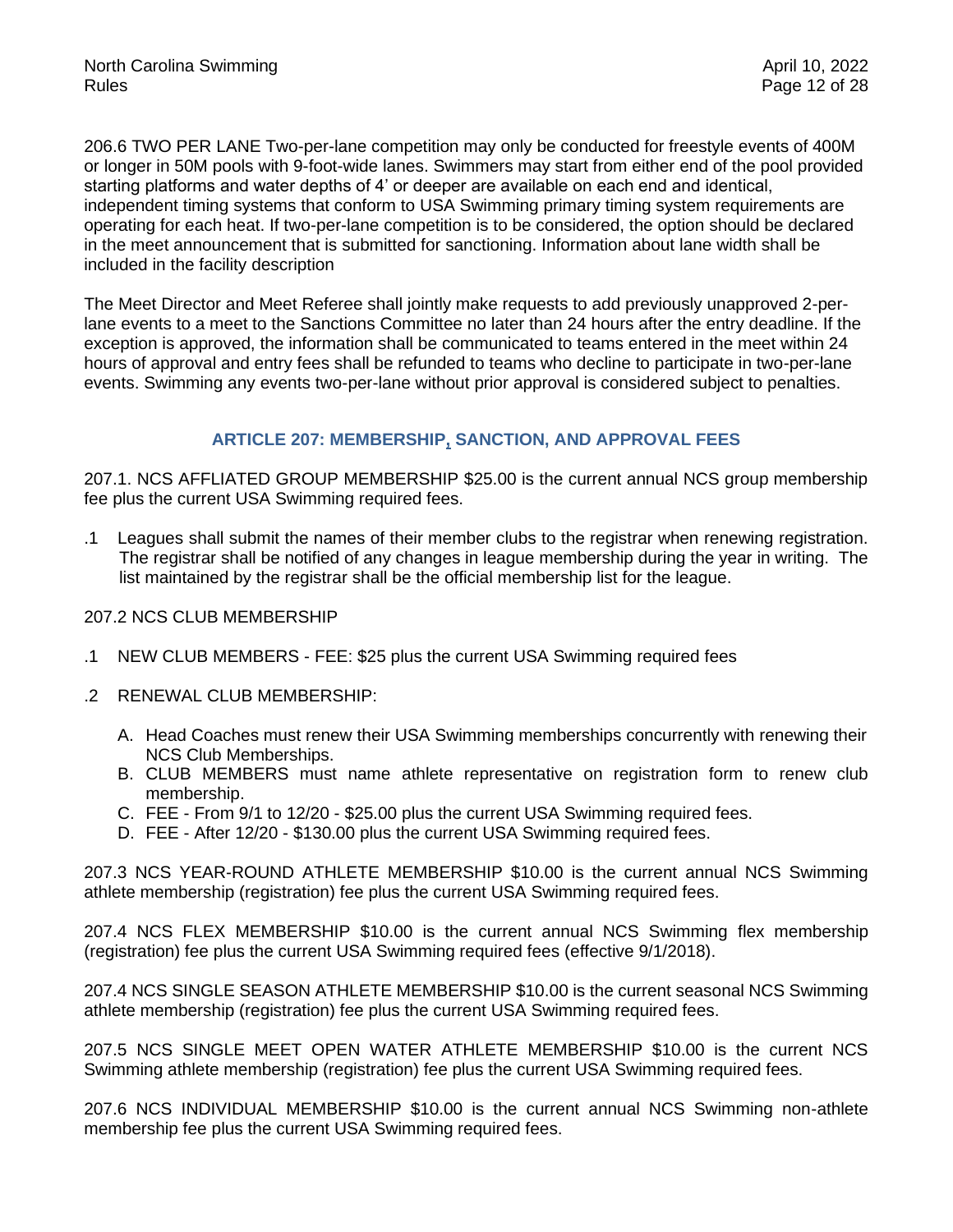206.6 TWO PER LANE Two-per-lane competition may only be conducted for freestyle events of 400M or longer in 50M pools with 9-foot-wide lanes. Swimmers may start from either end of the pool provided starting platforms and water depths of 4' or deeper are available on each end and identical, independent timing systems that conform to USA Swimming primary timing system requirements are operating for each heat. If two-per-lane competition is to be considered, the option should be declared in the meet announcement that is submitted for sanctioning. Information about lane width shall be included in the facility description

The Meet Director and Meet Referee shall jointly make requests to add previously unapproved 2-per-lane events to a meet to the Sanctions Committee no later than 24 hours after the entry deadline. If the exception is approved, the information shall be communicated to teams entered in the meet within 24 hours of approval and entry fees shall be refunded to teams who decline to participate in two-per-lane events. Swimming any events two-per-lane without prior approval is considered subject to penalties.

## ARTICLE 207: MEMBERSHIP, SANCTION, AND APPROVAL FEES

207.1. NCS AFFLIATED GROUP MEMBERSHIP $25.00 is the current annual NCS group membership fee plus the current USA Swimming required fees.

.1 Leagues shall submit the names of their member clubs to the registrar when renewing registration. The registrar shall be notified of any changes in league membership during the year in writing. The list maintained by the registrar shall be the official membership list for the league.

207.2 NCS CLUB MEMBERSHIP

.1 NEW CLUB MEMBERS - FEE: $25 plus the current USA Swimming required fees

.2 RENEWAL CLUB MEMBERSHIP:

A. Head Coaches must renew their USA Swimming memberships concurrently with renewing their NCS Club Memberships.
B. CLUB MEMBERS must name athlete representative on registration form to renew club membership.
C. FEE - From 9/1 to 12/20 - $25.00 plus the current USA Swimming required fees.
D. FEE - After 12/20 - $130.00 plus the current USA Swimming required fees.

207.3 NCS YEAR-ROUND ATHLETE MEMBERSHIP $10.00 is the current annual NCS Swimming athlete membership (registration) fee plus the current USA Swimming required fees.

207.4 NCS FLEX MEMBERSHIP $10.00 is the current annual NCS Swimming flex membership (registration) fee plus the current USA Swimming required fees (effective 9/1/2018).

207.4 NCS SINGLE SEASON ATHLETE MEMBERSHIP $10.00 is the current seasonal NCS Swimming athlete membership (registration) fee plus the current USA Swimming required fees.

207.5 NCS SINGLE MEET OPEN WATER ATHLETE MEMBERSHIP $10.00 is the current NCS Swimming athlete membership (registration) fee plus the current USA Swimming required fees.

207.6 NCS INDIVIDUAL MEMBERSHIP $10.00 is the current annual NCS Swimming non-athlete membership fee plus the current USA Swimming required fees.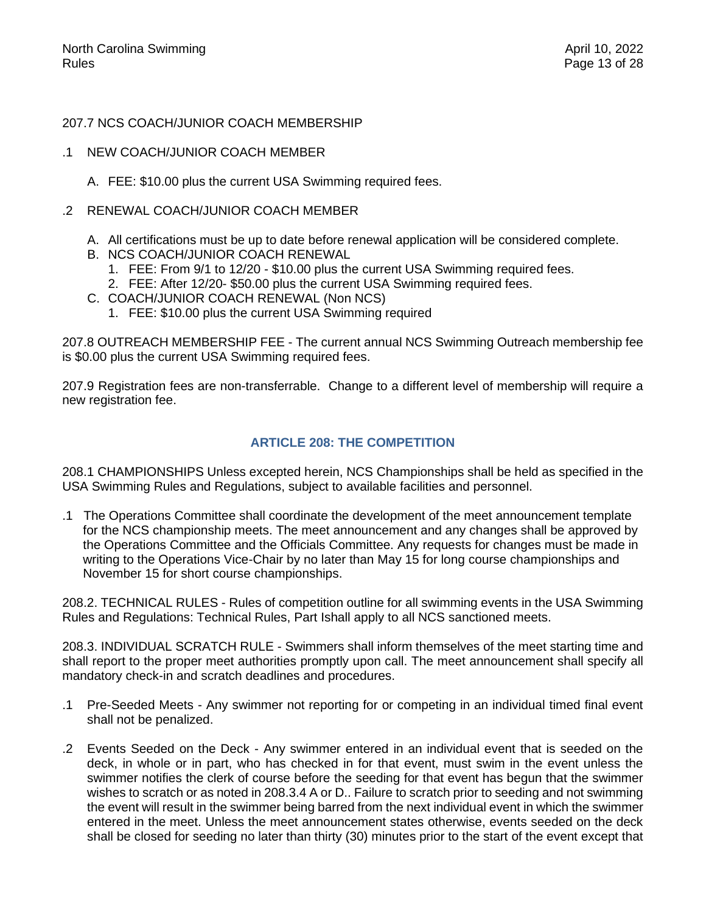207.7 NCS COACH/JUNIOR COACH MEMBERSHIP

.1 NEW COACH/JUNIOR COACH MEMBER

A. FEE: $10.00 plus the current USA Swimming required fees.

.2 RENEWAL COACH/JUNIOR COACH MEMBER

A. All certifications must be up to date before renewal application will be considered complete.
B. NCS COACH/JUNIOR COACH RENEWAL
   1. FEE: From 9/1 to 12/20 - $10.00 plus the current USA Swimming required fees.
   2. FEE: After 12/20- $50.00 plus the current USA Swimming required fees.
C. COACH/JUNIOR COACH RENEWAL (Non NCS)
   1. FEE: $10.00 plus the current USA Swimming required

207.8 OUTREACH MEMBERSHIP FEE - The current annual NCS Swimming Outreach membership fee is $0.00 plus the current USA Swimming required fees.

207.9 Registration fees are non-transferrable. Change to a different level of membership will require a new registration fee.

## ARTICLE 208: THE COMPETITION

208.1 CHAMPIONSHIPS Unless excepted herein, NCS Championships shall be held as specified in the USA Swimming Rules and Regulations, subject to available facilities and personnel.

.1 The Operations Committee shall coordinate the development of the meet announcement template for the NCS championship meets. The meet announcement and any changes shall be approved by the Operations Committee and the Officials Committee. Any requests for changes must be made in writing to the Operations Vice-Chair by no later than May 15 for long course championships and November 15 for short course championships.

208.2. TECHNICAL RULES - Rules of competition outline for all swimming events in the USA Swimming Rules and Regulations: Technical Rules, Part Ishall apply to all NCS sanctioned meets.

208.3. INDIVIDUAL SCRATCH RULE - Swimmers shall inform themselves of the meet starting time and shall report to the proper meet authorities promptly upon call. The meet announcement shall specify all mandatory check-in and scratch deadlines and procedures.

.1 Pre-Seeded Meets - Any swimmer not reporting for or competing in an individual timed final event shall not be penalized.

.2 Events Seeded on the Deck - Any swimmer entered in an individual event that is seeded on the deck, in whole or in part, who has checked in for that event, must swim in the event unless the swimmer notifies the clerk of course before the seeding for that event has begun that the swimmer wishes to scratch or as noted in 208.3.4 A or D.. Failure to scratch prior to seeding and not swimming the event will result in the swimmer being barred from the next individual event in which the swimmer entered in the meet. Unless the meet announcement states otherwise, events seeded on the deck shall be closed for seeding no later than thirty (30) minutes prior to the start of the event except that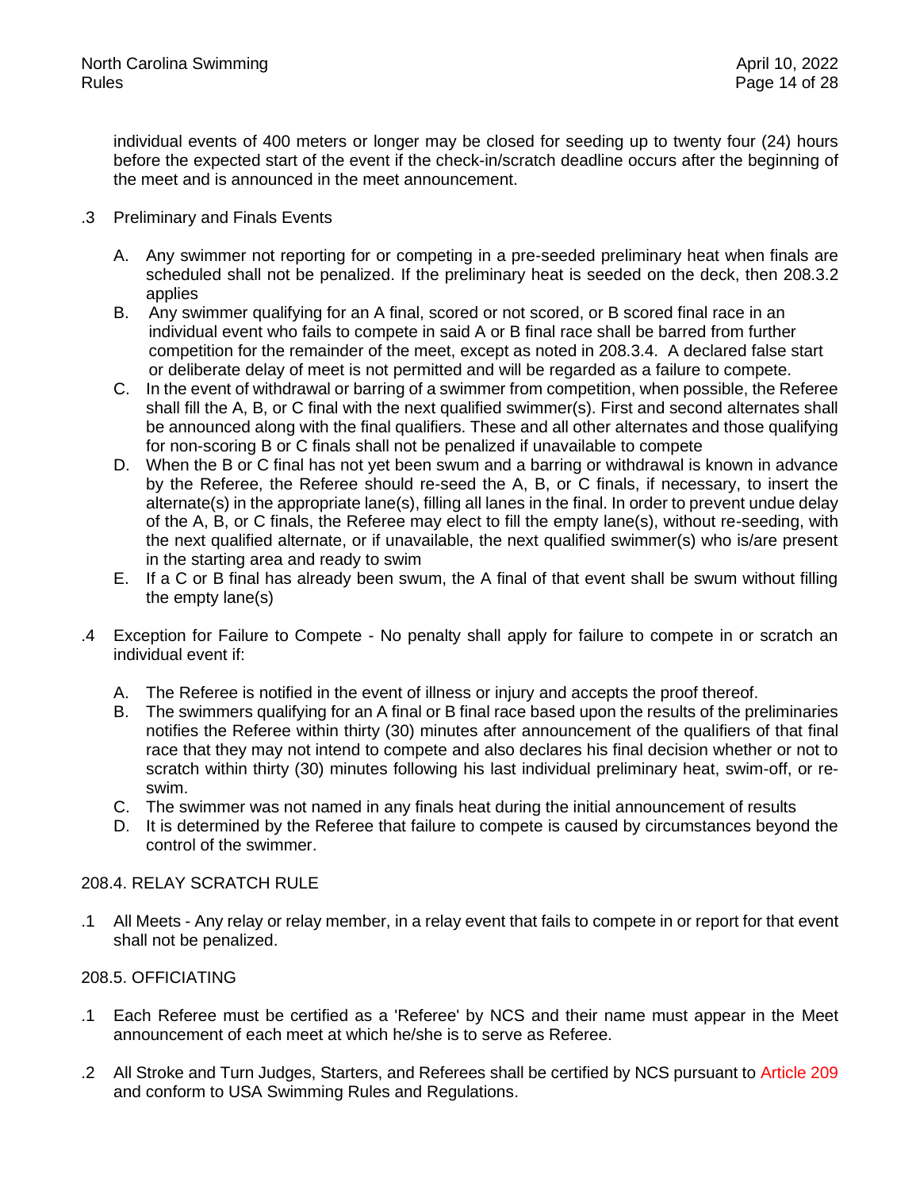individual events of 400 meters or longer may be closed for seeding up to twenty four (24) hours before the expected start of the event if the check-in/scratch deadline occurs after the beginning of the meet and is announced in the meet announcement.

.3 Preliminary and Finals Events

A. Any swimmer not reporting for or competing in a pre-seeded preliminary heat when finals are scheduled shall not be penalized. If the preliminary heat is seeded on the deck, then 208.3.2 applies

B. Any swimmer qualifying for an A final, scored or not scored, or B scored final race in an individual event who fails to compete in said A or B final race shall be barred from further competition for the remainder of the meet, except as noted in 208.3.4. A declared false start or deliberate delay of meet is not permitted and will be regarded as a failure to compete.

C. In the event of withdrawal or barring of a swimmer from competition, when possible, the Referee shall fill the A, B, or C final with the next qualified swimmer(s). First and second alternates shall be announced along with the final qualifiers. These and all other alternates and those qualifying for non-scoring B or C finals shall not be penalized if unavailable to compete

D. When the B or C final has not yet been swum and a barring or withdrawal is known in advance by the Referee, the Referee should re-seed the A, B, or C finals, if necessary, to insert the alternate(s) in the appropriate lane(s), filling all lanes in the final. In order to prevent undue delay of the A, B, or C finals, the Referee may elect to fill the empty lane(s), without re-seeding, with the next qualified alternate, or if unavailable, the next qualified swimmer(s) who is/are present in the starting area and ready to swim

E. If a C or B final has already been swum, the A final of that event shall be swum without filling the empty lane(s)

.4 Exception for Failure to Compete - No penalty shall apply for failure to compete in or scratch an individual event if:

A. The Referee is notified in the event of illness or injury and accepts the proof thereof.

B. The swimmers qualifying for an A final or B final race based upon the results of the preliminaries notifies the Referee within thirty (30) minutes after announcement of the qualifiers of that final race that they may not intend to compete and also declares his final decision whether or not to scratch within thirty (30) minutes following his last individual preliminary heat, swim-off, or re-swim.

C. The swimmer was not named in any finals heat during the initial announcement of results

D. It is determined by the Referee that failure to compete is caused by circumstances beyond the control of the swimmer.

## 208.4. RELAY SCRATCH RULE

.1 All Meets - Any relay or relay member, in a relay event that fails to compete in or report for that event shall not be penalized.

## 208.5. OFFICIATING

.1 Each Referee must be certified as a 'Referee' by NCS and their name must appear in the Meet announcement of each meet at which he/she is to serve as Referee.

.2 All Stroke and Turn Judges, Starters, and Referees shall be certified by NCS pursuant to Article 209 and conform to USA Swimming Rules and Regulations.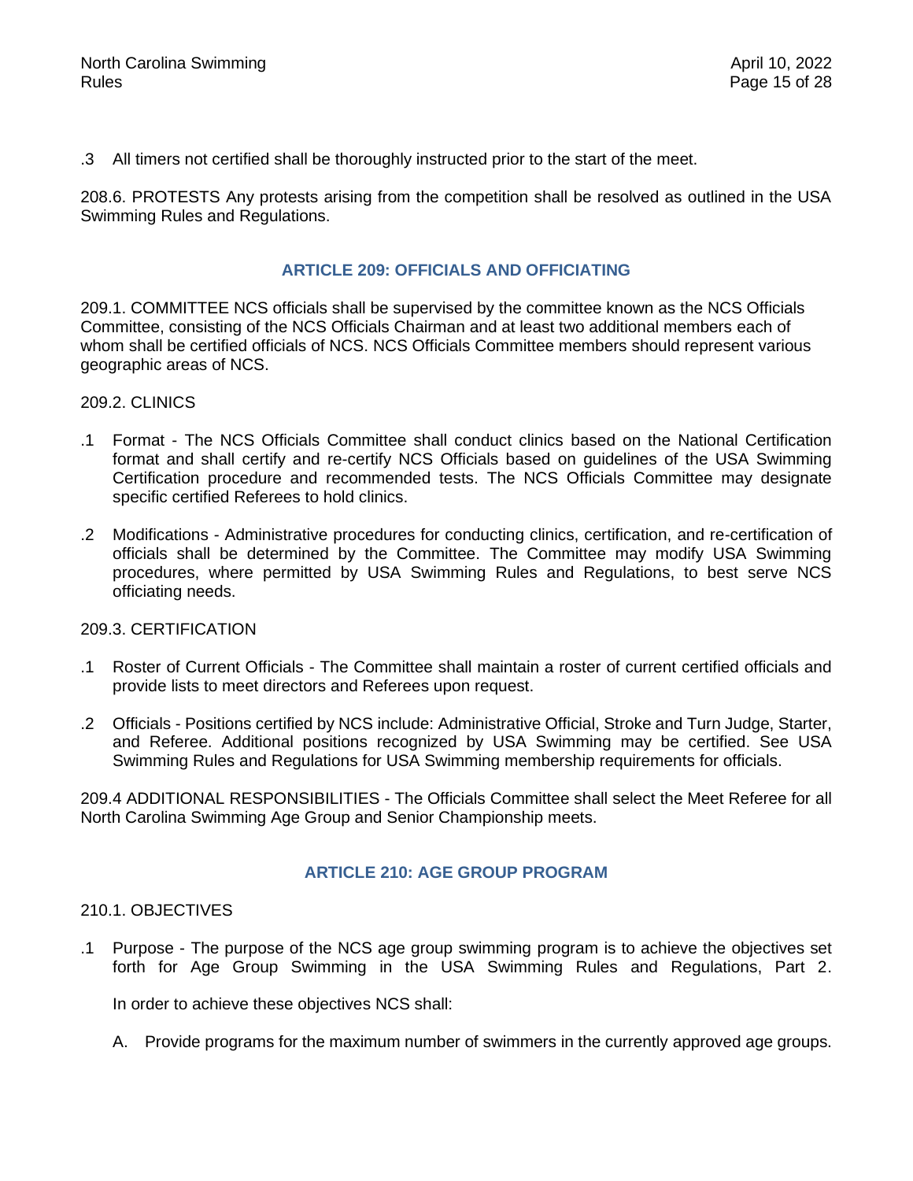.3 All timers not certified shall be thoroughly instructed prior to the start of the meet.

208.6. PROTESTS Any protests arising from the competition shall be resolved as outlined in the USA Swimming Rules and Regulations.

## ARTICLE 209: OFFICIALS AND OFFICIATING

209.1. COMMITTEE NCS officials shall be supervised by the committee known as the NCS Officials Committee, consisting of the NCS Officials Chairman and at least two additional members each of whom shall be certified officials of NCS. NCS Officials Committee members should represent various geographic areas of NCS.

209.2. CLINICS

.1 Format - The NCS Officials Committee shall conduct clinics based on the National Certification format and shall certify and re-certify NCS Officials based on guidelines of the USA Swimming Certification procedure and recommended tests. The NCS Officials Committee may designate specific certified Referees to hold clinics.

.2 Modifications - Administrative procedures for conducting clinics, certification, and re-certification of officials shall be determined by the Committee. The Committee may modify USA Swimming procedures, where permitted by USA Swimming Rules and Regulations, to best serve NCS officiating needs.

209.3. CERTIFICATION

.1 Roster of Current Officials - The Committee shall maintain a roster of current certified officials and provide lists to meet directors and Referees upon request.

.2 Officials - Positions certified by NCS include: Administrative Official, Stroke and Turn Judge, Starter, and Referee. Additional positions recognized by USA Swimming may be certified. See USA Swimming Rules and Regulations for USA Swimming membership requirements for officials.

209.4 ADDITIONAL RESPONSIBILITIES - The Officials Committee shall select the Meet Referee for all North Carolina Swimming Age Group and Senior Championship meets.

## ARTICLE 210: AGE GROUP PROGRAM

210.1. OBJECTIVES

.1 Purpose - The purpose of the NCS age group swimming program is to achieve the objectives set forth for Age Group Swimming in the USA Swimming Rules and Regulations, Part 2.

In order to achieve these objectives NCS shall:

A. Provide programs for the maximum number of swimmers in the currently approved age groups.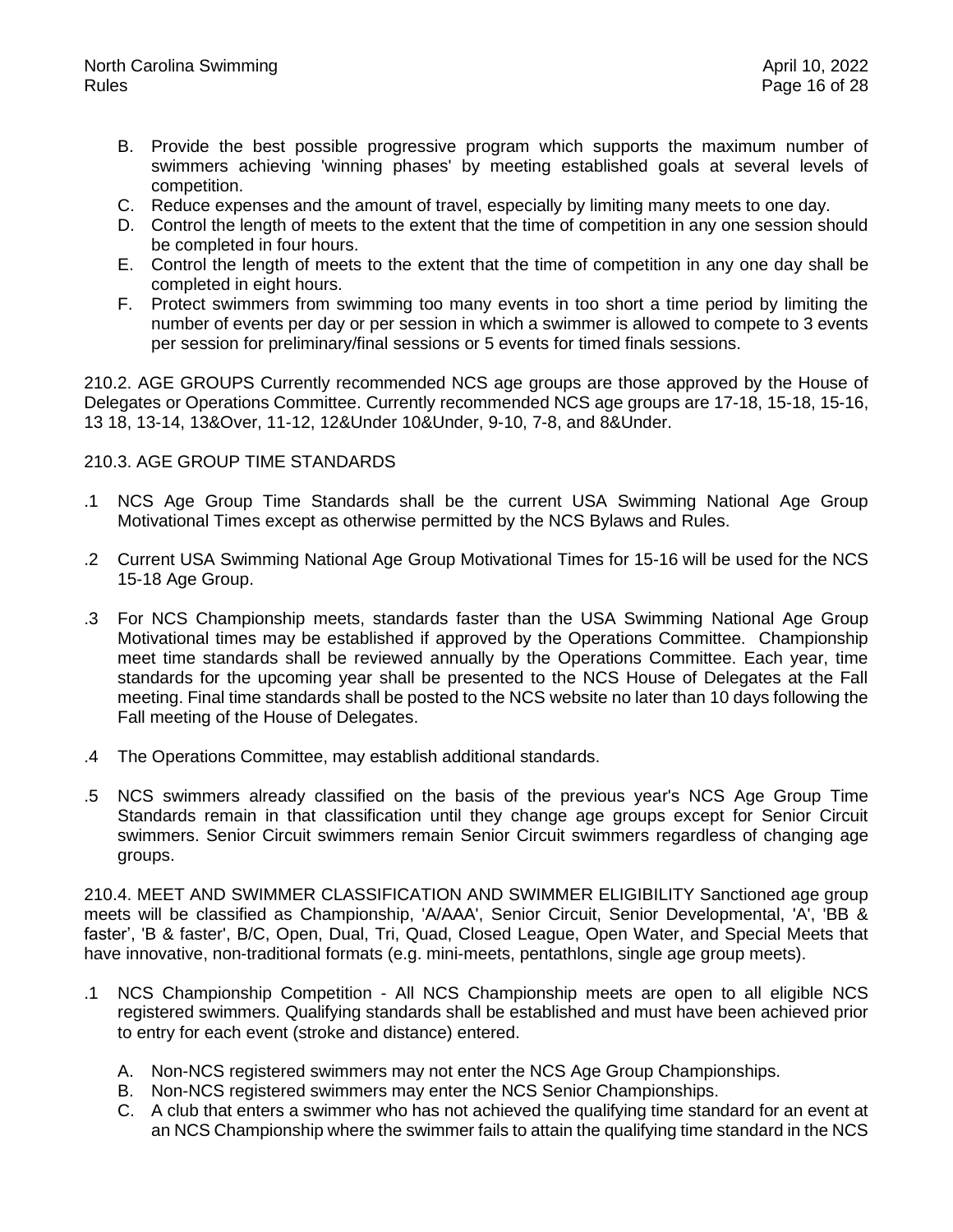B. Provide the best possible progressive program which supports the maximum number of swimmers achieving 'winning phases' by meeting established goals at several levels of competition.
C. Reduce expenses and the amount of travel, especially by limiting many meets to one day.
D. Control the length of meets to the extent that the time of competition in any one session should be completed in four hours.
E. Control the length of meets to the extent that the time of competition in any one day shall be completed in eight hours.
F. Protect swimmers from swimming too many events in too short a time period by limiting the number of events per day or per session in which a swimmer is allowed to compete to 3 events per session for preliminary/final sessions or 5 events for timed finals sessions.

210.2. AGE GROUPS Currently recommended NCS age groups are those approved by the House of Delegates or Operations Committee. Currently recommended NCS age groups are 17-18, 15-18, 15-16, 13 18, 13-14, 13&Over, 11-12, 12&Under 10&Under, 9-10, 7-8, and 8&Under.

210.3. AGE GROUP TIME STANDARDS

.1 NCS Age Group Time Standards shall be the current USA Swimming National Age Group Motivational Times except as otherwise permitted by the NCS Bylaws and Rules.

.2 Current USA Swimming National Age Group Motivational Times for 15-16 will be used for the NCS 15-18 Age Group.

.3 For NCS Championship meets, standards faster than the USA Swimming National Age Group Motivational times may be established if approved by the Operations Committee. Championship meet time standards shall be reviewed annually by the Operations Committee. Each year, time standards for the upcoming year shall be presented to the NCS House of Delegates at the Fall meeting. Final time standards shall be posted to the NCS website no later than 10 days following the Fall meeting of the House of Delegates.

.4 The Operations Committee, may establish additional standards.

.5 NCS swimmers already classified on the basis of the previous year's NCS Age Group Time Standards remain in that classification until they change age groups except for Senior Circuit swimmers. Senior Circuit swimmers remain Senior Circuit swimmers regardless of changing age groups.

210.4. MEET AND SWIMMER CLASSIFICATION AND SWIMMER ELIGIBILITY Sanctioned age group meets will be classified as Championship, 'A/AAA', Senior Circuit, Senior Developmental, 'A', 'BB & faster', 'B & faster', B/C, Open, Dual, Tri, Quad, Closed League, Open Water, and Special Meets that have innovative, non-traditional formats (e.g. mini-meets, pentathlons, single age group meets).

.1 NCS Championship Competition - All NCS Championship meets are open to all eligible NCS registered swimmers. Qualifying standards shall be established and must have been achieved prior to entry for each event (stroke and distance) entered.

A. Non-NCS registered swimmers may not enter the NCS Age Group Championships.
B. Non-NCS registered swimmers may enter the NCS Senior Championships.
C. A club that enters a swimmer who has not achieved the qualifying time standard for an event at an NCS Championship where the swimmer fails to attain the qualifying time standard in the NCS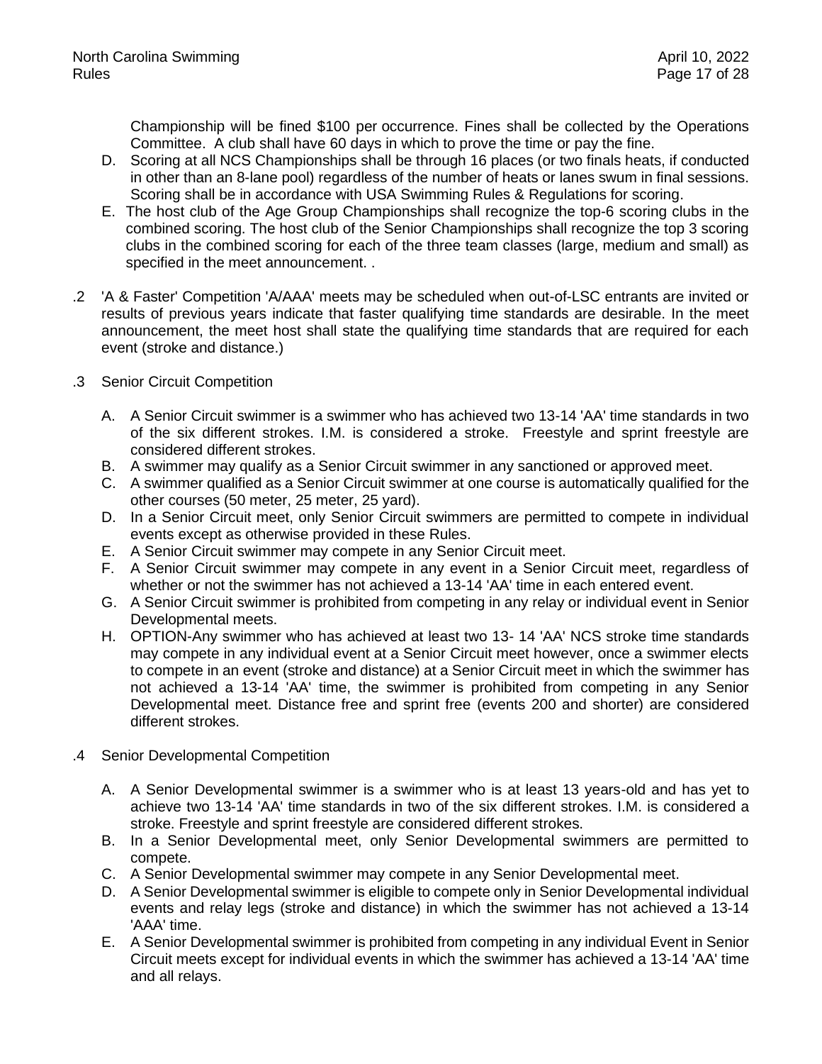Championship will be fined $100 per occurrence. Fines shall be collected by the Operations Committee. A club shall have 60 days in which to prove the time or pay the fine.

D. Scoring at all NCS Championships shall be through 16 places (or two finals heats, if conducted in other than an 8-lane pool) regardless of the number of heats or lanes swum in final sessions. Scoring shall be in accordance with USA Swimming Rules & Regulations for scoring.

E. The host club of the Age Group Championships shall recognize the top-6 scoring clubs in the combined scoring. The host club of the Senior Championships shall recognize the top 3 scoring clubs in the combined scoring for each of the three team classes (large, medium and small) as specified in the meet announcement. .

.2 'A & Faster' Competition 'A/AAA' meets may be scheduled when out-of-LSC entrants are invited or results of previous years indicate that faster qualifying time standards are desirable. In the meet announcement, the meet host shall state the qualifying time standards that are required for each event (stroke and distance.)

.3 Senior Circuit Competition

A. A Senior Circuit swimmer is a swimmer who has achieved two 13-14 'AA' time standards in two of the six different strokes. I.M. is considered a stroke. Freestyle and sprint freestyle are considered different strokes.

B. A swimmer may qualify as a Senior Circuit swimmer in any sanctioned or approved meet.

C. A swimmer qualified as a Senior Circuit swimmer at one course is automatically qualified for the other courses (50 meter, 25 meter, 25 yard).

D. In a Senior Circuit meet, only Senior Circuit swimmers are permitted to compete in individual events except as otherwise provided in these Rules.

E. A Senior Circuit swimmer may compete in any Senior Circuit meet.

F. A Senior Circuit swimmer may compete in any event in a Senior Circuit meet, regardless of whether or not the swimmer has not achieved a 13-14 'AA' time in each entered event.

G. A Senior Circuit swimmer is prohibited from competing in any relay or individual event in Senior Developmental meets.

H. OPTION-Any swimmer who has achieved at least two 13- 14 'AA' NCS stroke time standards may compete in any individual event at a Senior Circuit meet however, once a swimmer elects to compete in an event (stroke and distance) at a Senior Circuit meet in which the swimmer has not achieved a 13-14 'AA' time, the swimmer is prohibited from competing in any Senior Developmental meet. Distance free and sprint free (events 200 and shorter) are considered different strokes.

.4 Senior Developmental Competition

A. A Senior Developmental swimmer is a swimmer who is at least 13 years-old and has yet to achieve two 13-14 'AA' time standards in two of the six different strokes. I.M. is considered a stroke. Freestyle and sprint freestyle are considered different strokes.

B. In a Senior Developmental meet, only Senior Developmental swimmers are permitted to compete.

C. A Senior Developmental swimmer may compete in any Senior Developmental meet.

D. A Senior Developmental swimmer is eligible to compete only in Senior Developmental individual events and relay legs (stroke and distance) in which the swimmer has not achieved a 13-14 'AAA' time.

E. A Senior Developmental swimmer is prohibited from competing in any individual Event in Senior Circuit meets except for individual events in which the swimmer has achieved a 13-14 'AA' time and all relays.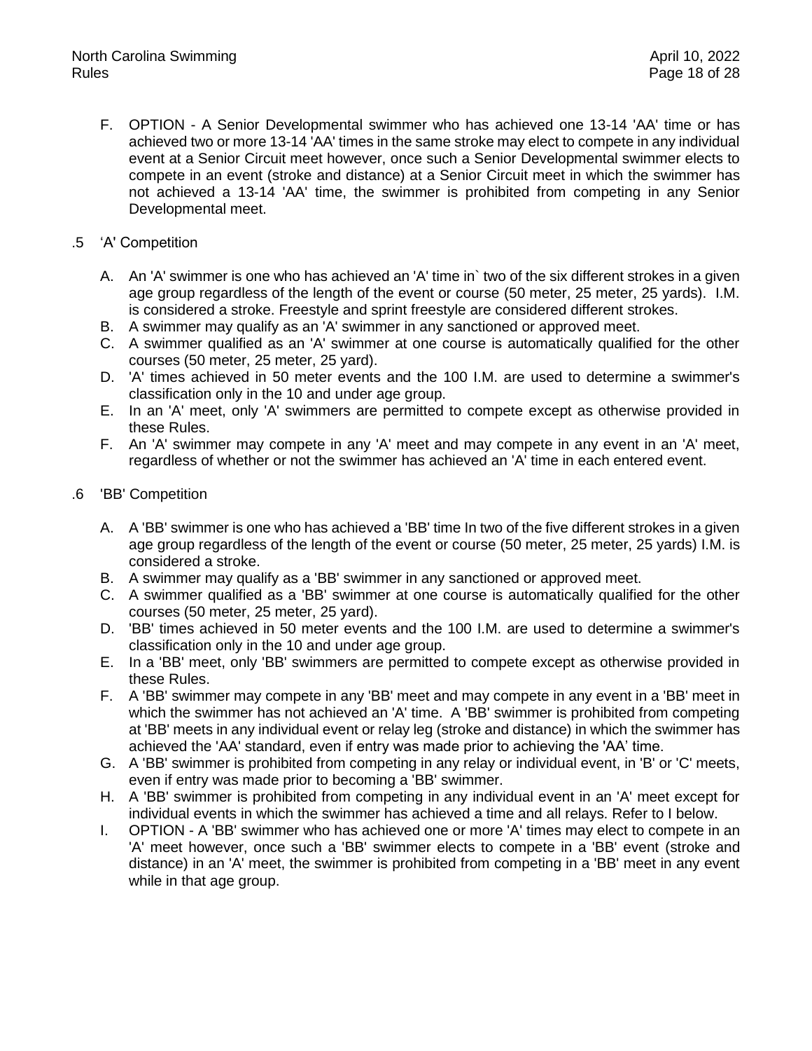F. OPTION - A Senior Developmental swimmer who has achieved one 13-14 'AA' time or has achieved two or more 13-14 'AA' times in the same stroke may elect to compete in any individual event at a Senior Circuit meet however, once such a Senior Developmental swimmer elects to compete in an event (stroke and distance) at a Senior Circuit meet in which the swimmer has not achieved a 13-14 'AA' time, the swimmer is prohibited from competing in any Senior Developmental meet.

.5 'A' Competition

A. An 'A' swimmer is one who has achieved an 'A' time in` two of the six different strokes in a given age group regardless of the length of the event or course (50 meter, 25 meter, 25 yards). I.M. is considered a stroke. Freestyle and sprint freestyle are considered different strokes.
B. A swimmer may qualify as an 'A' swimmer in any sanctioned or approved meet.
C. A swimmer qualified as an 'A' swimmer at one course is automatically qualified for the other courses (50 meter, 25 meter, 25 yard).
D. 'A' times achieved in 50 meter events and the 100 I.M. are used to determine a swimmer's classification only in the 10 and under age group.
E. In an 'A' meet, only 'A' swimmers are permitted to compete except as otherwise provided in these Rules.
F. An 'A' swimmer may compete in any 'A' meet and may compete in any event in an 'A' meet, regardless of whether or not the swimmer has achieved an 'A' time in each entered event.

.6 'BB' Competition

A. A 'BB' swimmer is one who has achieved a 'BB' time In two of the five different strokes in a given age group regardless of the length of the event or course (50 meter, 25 meter, 25 yards) I.M. is considered a stroke.
B. A swimmer may qualify as a 'BB' swimmer in any sanctioned or approved meet.
C. A swimmer qualified as a 'BB' swimmer at one course is automatically qualified for the other courses (50 meter, 25 meter, 25 yard).
D. 'BB' times achieved in 50 meter events and the 100 I.M. are used to determine a swimmer's classification only in the 10 and under age group.
E. In a 'BB' meet, only 'BB' swimmers are permitted to compete except as otherwise provided in these Rules.
F. A 'BB' swimmer may compete in any 'BB' meet and may compete in any event in a 'BB' meet in which the swimmer has not achieved an 'A' time. A 'BB' swimmer is prohibited from competing at 'BB' meets in any individual event or relay leg (stroke and distance) in which the swimmer has achieved the 'AA' standard, even if entry was made prior to achieving the 'AA' time.
G. A 'BB' swimmer is prohibited from competing in any relay or individual event, in 'B' or 'C' meets, even if entry was made prior to becoming a 'BB' swimmer.
H. A 'BB' swimmer is prohibited from competing in any individual event in an 'A' meet except for individual events in which the swimmer has achieved a time and all relays. Refer to I below.
I. OPTION - A 'BB' swimmer who has achieved one or more 'A' times may elect to compete in an 'A' meet however, once such a 'BB' swimmer elects to compete in a 'BB' event (stroke and distance) in an 'A' meet, the swimmer is prohibited from competing in a 'BB' meet in any event while in that age group.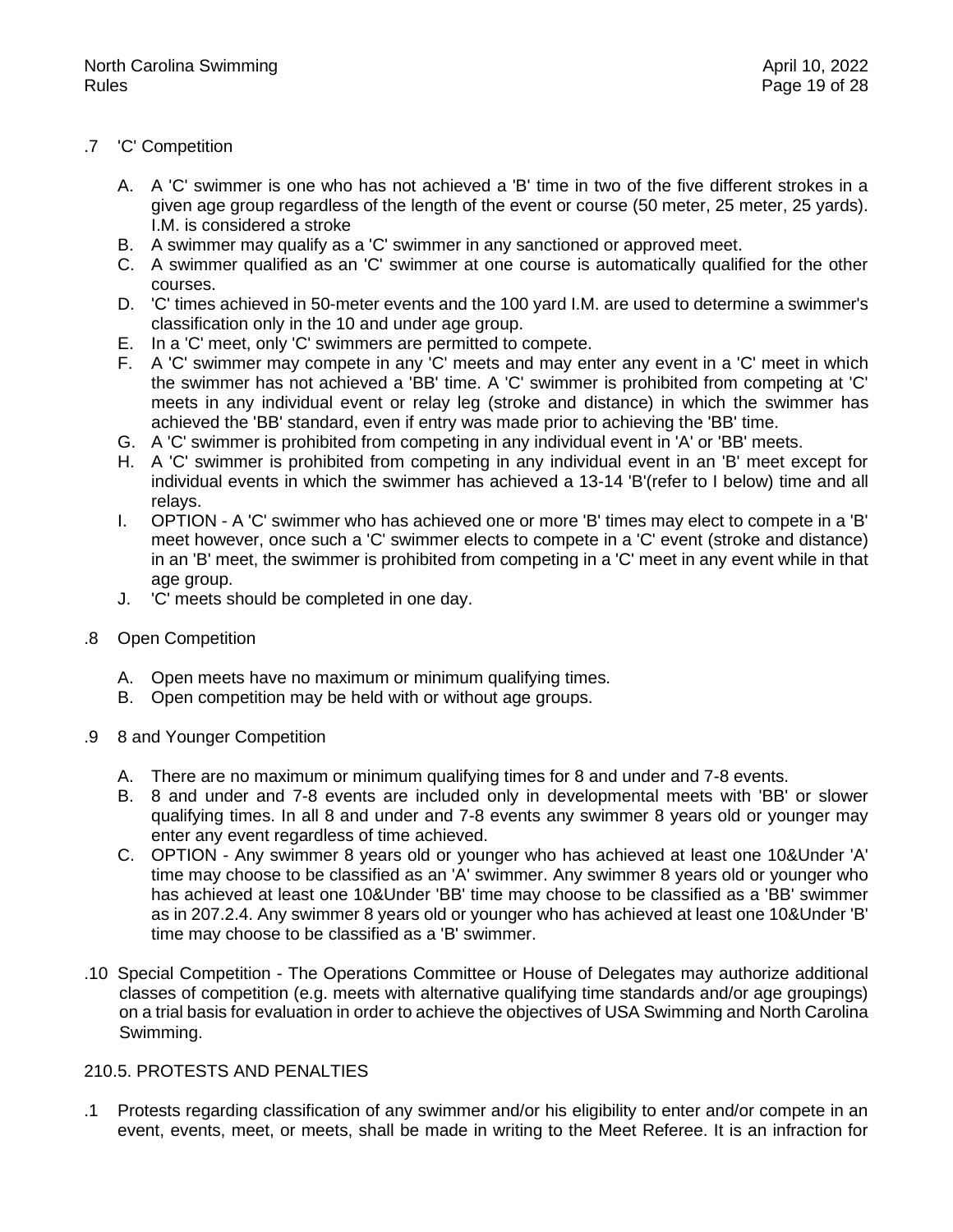.7 'C' Competition

A. A 'C' swimmer is one who has not achieved a 'B' time in two of the five different strokes in a given age group regardless of the length of the event or course (50 meter, 25 meter, 25 yards). I.M. is considered a stroke
B. A swimmer may qualify as a 'C' swimmer in any sanctioned or approved meet.
C. A swimmer qualified as an 'C' swimmer at one course is automatically qualified for the other courses.
D. 'C' times achieved in 50-meter events and the 100 yard I.M. are used to determine a swimmer's classification only in the 10 and under age group.
E. In a 'C' meet, only 'C' swimmers are permitted to compete.
F. A 'C' swimmer may compete in any 'C' meets and may enter any event in a 'C' meet in which the swimmer has not achieved a 'BB' time. A 'C' swimmer is prohibited from competing at 'C' meets in any individual event or relay leg (stroke and distance) in which the swimmer has achieved the 'BB' standard, even if entry was made prior to achieving the 'BB' time.
G. A 'C' swimmer is prohibited from competing in any individual event in 'A' or 'BB' meets.
H. A 'C' swimmer is prohibited from competing in any individual event in an 'B' meet except for individual events in which the swimmer has achieved a 13-14 'B'(refer to I below) time and all relays.
I. OPTION - A 'C' swimmer who has achieved one or more 'B' times may elect to compete in a 'B' meet however, once such a 'C' swimmer elects to compete in a 'C' event (stroke and distance) in an 'B' meet, the swimmer is prohibited from competing in a 'C' meet in any event while in that age group.
J. 'C' meets should be completed in one day.

.8 Open Competition

A. Open meets have no maximum or minimum qualifying times.
B. Open competition may be held with or without age groups.

.9 8 and Younger Competition

A. There are no maximum or minimum qualifying times for 8 and under and 7-8 events.
B. 8 and under and 7-8 events are included only in developmental meets with 'BB' or slower qualifying times. In all 8 and under and 7-8 events any swimmer 8 years old or younger may enter any event regardless of time achieved.
C. OPTION - Any swimmer 8 years old or younger who has achieved at least one 10&Under 'A' time may choose to be classified as an 'A' swimmer. Any swimmer 8 years old or younger who has achieved at least one 10&Under 'BB' time may choose to be classified as a 'BB' swimmer as in 207.2.4. Any swimmer 8 years old or younger who has achieved at least one 10&Under 'B' time may choose to be classified as a 'B' swimmer.

.10 Special Competition - The Operations Committee or House of Delegates may authorize additional classes of competition (e.g. meets with alternative qualifying time standards and/or age groupings) on a trial basis for evaluation in order to achieve the objectives of USA Swimming and North Carolina Swimming.

210.5. PROTESTS AND PENALTIES

.1 Protests regarding classification of any swimmer and/or his eligibility to enter and/or compete in an event, events, meet, or meets, shall be made in writing to the Meet Referee. It is an infraction for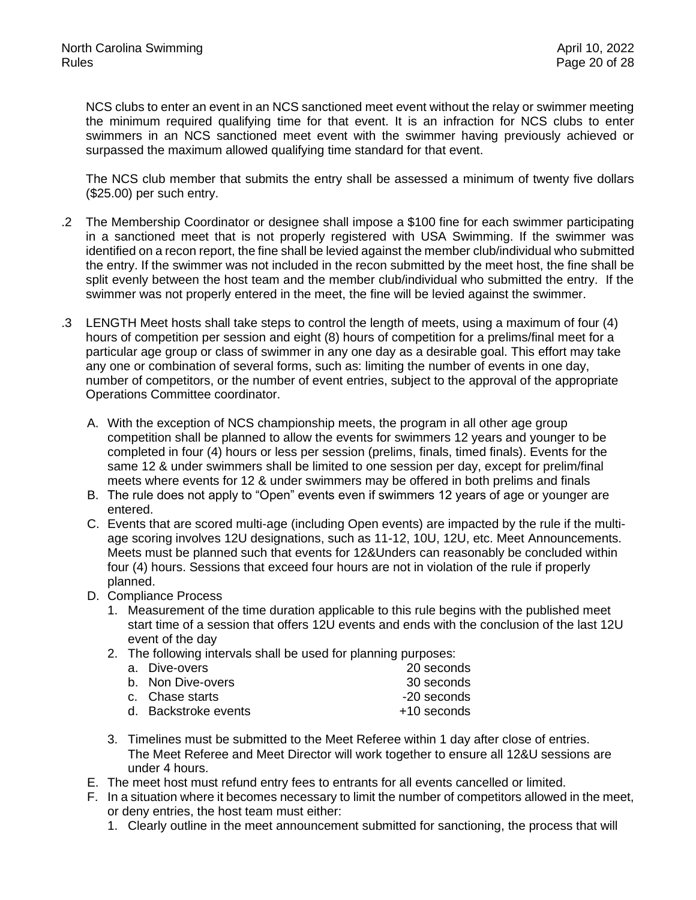NCS clubs to enter an event in an NCS sanctioned meet event without the relay or swimmer meeting the minimum required qualifying time for that event. It is an infraction for NCS clubs to enter swimmers in an NCS sanctioned meet event with the swimmer having previously achieved or surpassed the maximum allowed qualifying time standard for that event.

The NCS club member that submits the entry shall be assessed a minimum of twenty five dollars ($25.00) per such entry.

.2 The Membership Coordinator or designee shall impose a $100 fine for each swimmer participating in a sanctioned meet that is not properly registered with USA Swimming. If the swimmer was identified on a recon report, the fine shall be levied against the member club/individual who submitted the entry. If the swimmer was not included in the recon submitted by the meet host, the fine shall be split evenly between the host team and the member club/individual who submitted the entry. If the swimmer was not properly entered in the meet, the fine will be levied against the swimmer.

.3 LENGTH Meet hosts shall take steps to control the length of meets, using a maximum of four (4) hours of competition per session and eight (8) hours of competition for a prelims/final meet for a particular age group or class of swimmer in any one day as a desirable goal. This effort may take any one or combination of several forms, such as: limiting the number of events in one day, number of competitors, or the number of event entries, subject to the approval of the appropriate Operations Committee coordinator.

A. With the exception of NCS championship meets, the program in all other age group competition shall be planned to allow the events for swimmers 12 years and younger to be completed in four (4) hours or less per session (prelims, finals, timed finals). Events for the same 12 & under swimmers shall be limited to one session per day, except for prelim/final meets where events for 12 & under swimmers may be offered in both prelims and finals
B. The rule does not apply to "Open" events even if swimmers 12 years of age or younger are entered.
C. Events that are scored multi-age (including Open events) are impacted by the rule if the multi-age scoring involves 12U designations, such as 11-12, 10U, 12U, etc. Meet Announcements. Meets must be planned such that events for 12&Unders can reasonably be concluded within four (4) hours. Sessions that exceed four hours are not in violation of the rule if properly planned.
D. Compliance Process
   1. Measurement of the time duration applicable to this rule begins with the published meet start time of a session that offers 12U events and ends with the conclusion of the last 12U event of the day
   2. The following intervals shall be used for planning purposes:
      a. Dive-overs 20 seconds
      b. Non Dive-overs 30 seconds
      c. Chase starts -20 seconds
      d. Backstroke events +10 seconds
   3. Timelines must be submitted to the Meet Referee within 1 day after close of entries. The Meet Referee and Meet Director will work together to ensure all 12&U sessions are under 4 hours.
E. The meet host must refund entry fees to entrants for all events cancelled or limited.
F. In a situation where it becomes necessary to limit the number of competitors allowed in the meet, or deny entries, the host team must either:
   1. Clearly outline in the meet announcement submitted for sanctioning, the process that will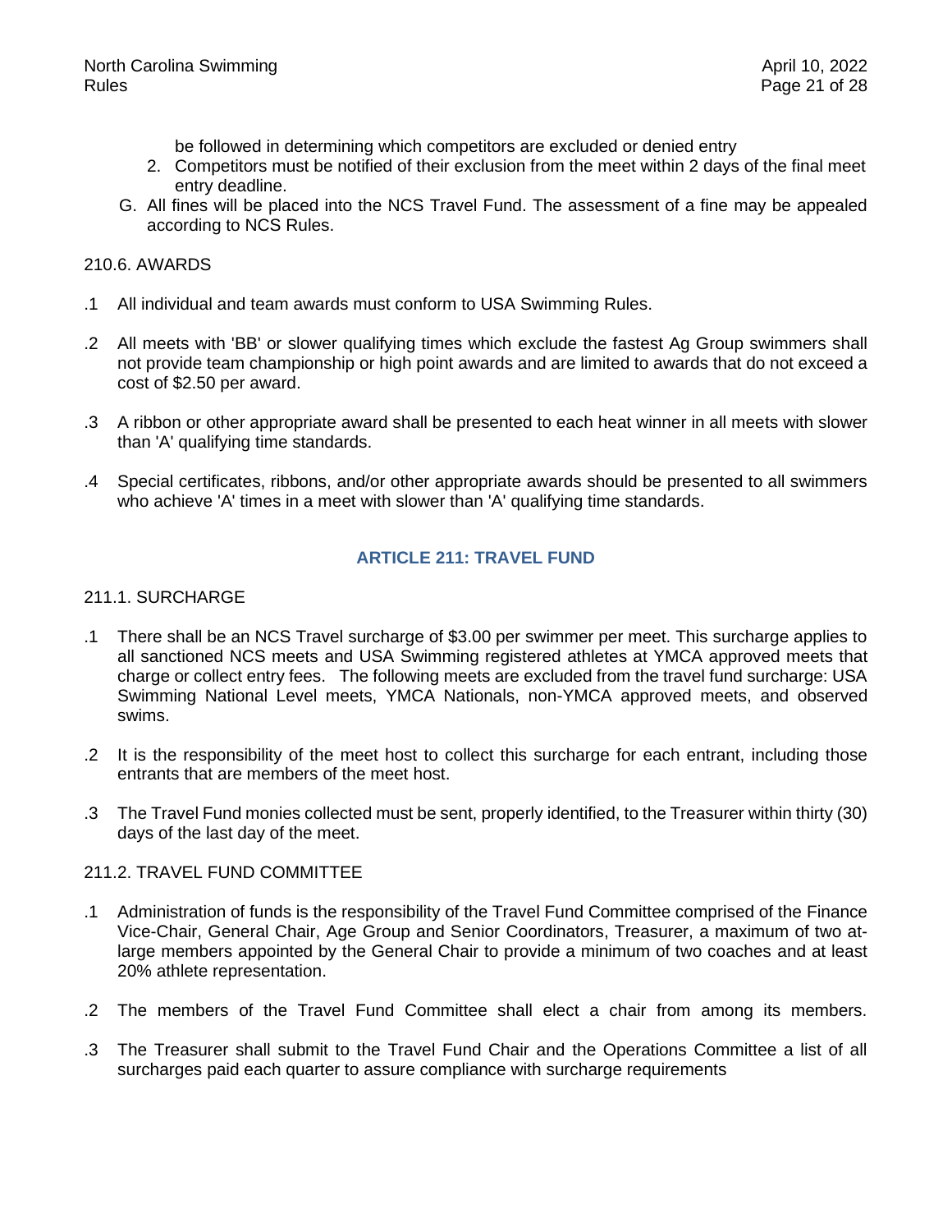be followed in determining which competitors are excluded or denied entry

2. Competitors must be notified of their exclusion from the meet within 2 days of the final meet entry deadline.

G. All fines will be placed into the NCS Travel Fund. The assessment of a fine may be appealed according to NCS Rules.

210.6. AWARDS

.1 All individual and team awards must conform to USA Swimming Rules.

.2 All meets with 'BB' or slower qualifying times which exclude the fastest Ag Group swimmers shall not provide team championship or high point awards and are limited to awards that do not exceed a cost of $2.50 per award.

.3 A ribbon or other appropriate award shall be presented to each heat winner in all meets with slower than 'A' qualifying time standards.

.4 Special certificates, ribbons, and/or other appropriate awards should be presented to all swimmers who achieve 'A' times in a meet with slower than 'A' qualifying time standards.

## ARTICLE 211: TRAVEL FUND

211.1. SURCHARGE

.1 There shall be an NCS Travel surcharge of $3.00 per swimmer per meet. This surcharge applies to all sanctioned NCS meets and USA Swimming registered athletes at YMCA approved meets that charge or collect entry fees. The following meets are excluded from the travel fund surcharge: USA Swimming National Level meets, YMCA Nationals, non-YMCA approved meets, and observed swims.

.2 It is the responsibility of the meet host to collect this surcharge for each entrant, including those entrants that are members of the meet host.

.3 The Travel Fund monies collected must be sent, properly identified, to the Treasurer within thirty (30) days of the last day of the meet.

211.2. TRAVEL FUND COMMITTEE

.1 Administration of funds is the responsibility of the Travel Fund Committee comprised of the Finance Vice-Chair, General Chair, Age Group and Senior Coordinators, Treasurer, a maximum of two at-large members appointed by the General Chair to provide a minimum of two coaches and at least 20% athlete representation.

.2 The members of the Travel Fund Committee shall elect a chair from among its members.

.3 The Treasurer shall submit to the Travel Fund Chair and the Operations Committee a list of all surcharges paid each quarter to assure compliance with surcharge requirements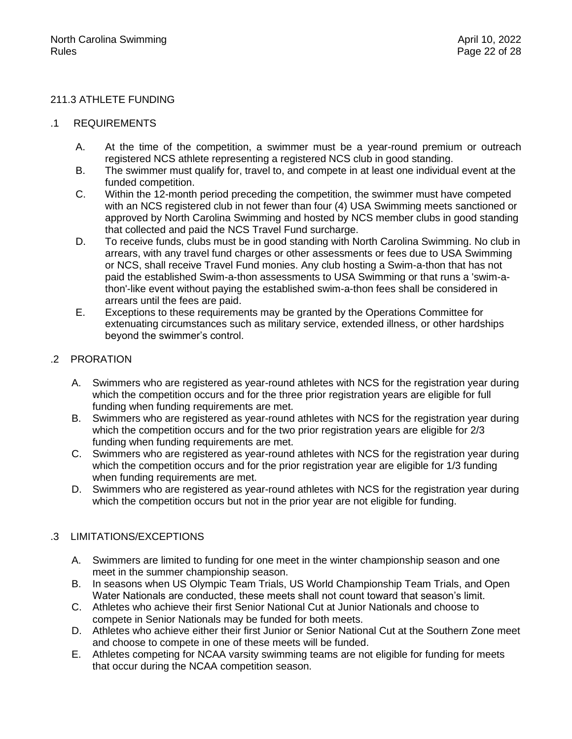## 211.3 ATHLETE FUNDING

### .1 REQUIREMENTS

A. At the time of the competition, a swimmer must be a year-round premium or outreach registered NCS athlete representing a registered NCS club in good standing.

B. The swimmer must qualify for, travel to, and compete in at least one individual event at the funded competition.

C. Within the 12-month period preceding the competition, the swimmer must have competed with an NCS registered club in not fewer than four (4) USA Swimming meets sanctioned or approved by North Carolina Swimming and hosted by NCS member clubs in good standing that collected and paid the NCS Travel Fund surcharge.

D. To receive funds, clubs must be in good standing with North Carolina Swimming. No club in arrears, with any travel fund charges or other assessments or fees due to USA Swimming or NCS, shall receive Travel Fund monies. Any club hosting a Swim-a-thon that has not paid the established Swim-a-thon assessments to USA Swimming or that runs a 'swim-a-thon'-like event without paying the established swim-a-thon fees shall be considered in arrears until the fees are paid.

E. Exceptions to these requirements may be granted by the Operations Committee for extenuating circumstances such as military service, extended illness, or other hardships beyond the swimmer's control.

### .2 PRORATION

A. Swimmers who are registered as year-round athletes with NCS for the registration year during which the competition occurs and for the three prior registration years are eligible for full funding when funding requirements are met.

B. Swimmers who are registered as year-round athletes with NCS for the registration year during which the competition occurs and for the two prior registration years are eligible for 2/3 funding when funding requirements are met.

C. Swimmers who are registered as year-round athletes with NCS for the registration year during which the competition occurs and for the prior registration year are eligible for 1/3 funding when funding requirements are met.

D. Swimmers who are registered as year-round athletes with NCS for the registration year during which the competition occurs but not in the prior year are not eligible for funding.

### .3 LIMITATIONS/EXCEPTIONS

A. Swimmers are limited to funding for one meet in the winter championship season and one meet in the summer championship season.

B. In seasons when US Olympic Team Trials, US World Championship Team Trials, and Open Water Nationals are conducted, these meets shall not count toward that season's limit.

C. Athletes who achieve their first Senior National Cut at Junior Nationals and choose to compete in Senior Nationals may be funded for both meets.

D. Athletes who achieve either their first Junior or Senior National Cut at the Southern Zone meet and choose to compete in one of these meets will be funded.

E. Athletes competing for NCAA varsity swimming teams are not eligible for funding for meets that occur during the NCAA competition season.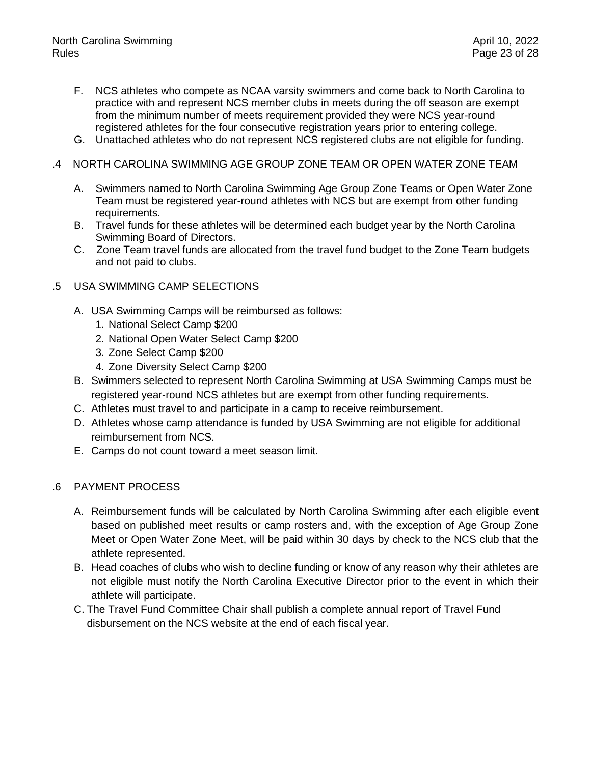F. NCS athletes who compete as NCAA varsity swimmers and come back to North Carolina to practice with and represent NCS member clubs in meets during the off season are exempt from the minimum number of meets requirement provided they were NCS year-round registered athletes for the four consecutive registration years prior to entering college.

G. Unattached athletes who do not represent NCS registered clubs are not eligible for funding.

### .4 NORTH CAROLINA SWIMMING AGE GROUP ZONE TEAM OR OPEN WATER ZONE TEAM

A. Swimmers named to North Carolina Swimming Age Group Zone Teams or Open Water Zone Team must be registered year-round athletes with NCS but are exempt from other funding requirements.

B. Travel funds for these athletes will be determined each budget year by the North Carolina Swimming Board of Directors.

C. Zone Team travel funds are allocated from the travel fund budget to the Zone Team budgets and not paid to clubs.

### .5 USA SWIMMING CAMP SELECTIONS

A. USA Swimming Camps will be reimbursed as follows:
   1. National Select Camp $200
   2. National Open Water Select Camp $200
   3. Zone Select Camp $200
   4. Zone Diversity Select Camp $200

B. Swimmers selected to represent North Carolina Swimming at USA Swimming Camps must be registered year-round NCS athletes but are exempt from other funding requirements.

C. Athletes must travel to and participate in a camp to receive reimbursement.

D. Athletes whose camp attendance is funded by USA Swimming are not eligible for additional reimbursement from NCS.

E. Camps do not count toward a meet season limit.

### .6 PAYMENT PROCESS

A. Reimbursement funds will be calculated by North Carolina Swimming after each eligible event based on published meet results or camp rosters and, with the exception of Age Group Zone Meet or Open Water Zone Meet, will be paid within 30 days by check to the NCS club that the athlete represented.

B. Head coaches of clubs who wish to decline funding or know of any reason why their athletes are not eligible must notify the North Carolina Executive Director prior to the event in which their athlete will participate.

C. The Travel Fund Committee Chair shall publish a complete annual report of Travel Fund disbursement on the NCS website at the end of each fiscal year.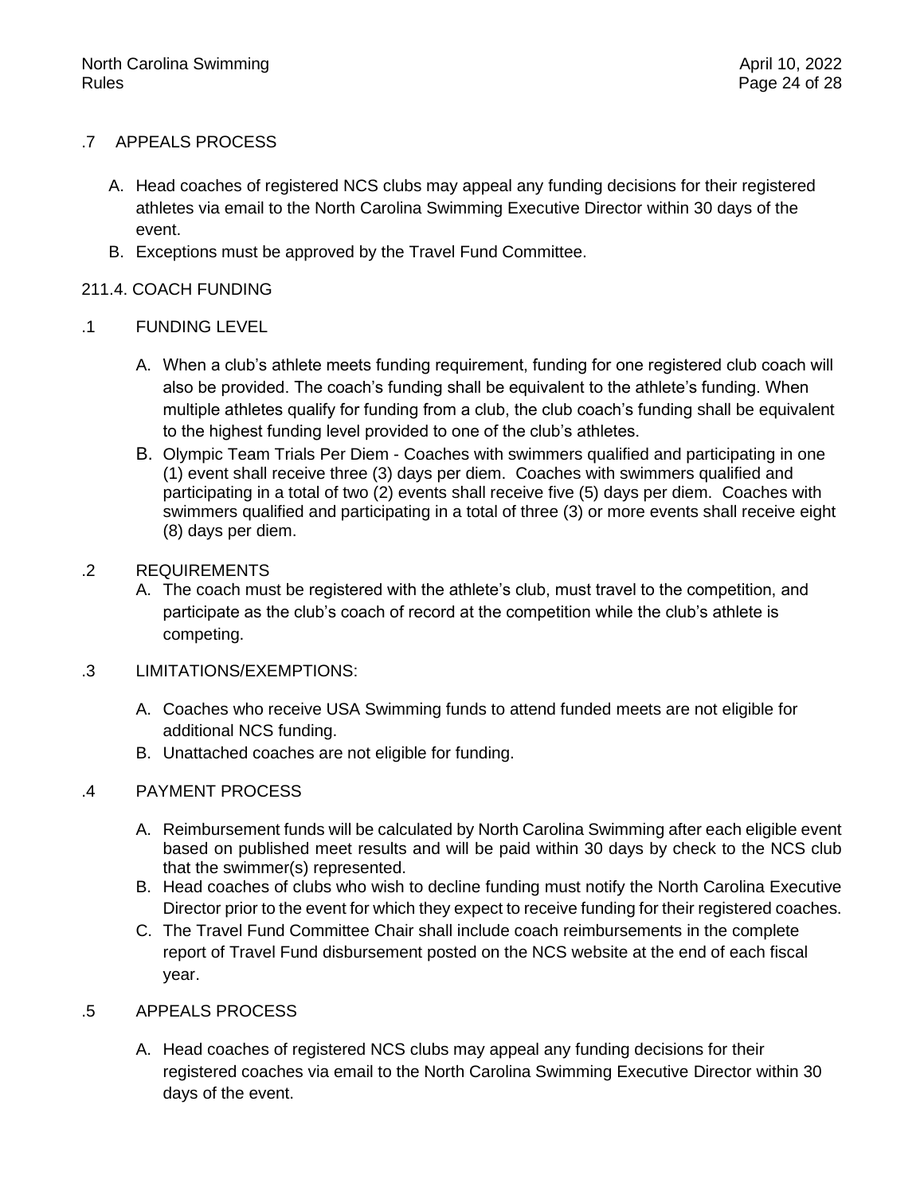.7 APPEALS PROCESS

A. Head coaches of registered NCS clubs may appeal any funding decisions for their registered athletes via email to the North Carolina Swimming Executive Director within 30 days of the event.
B. Exceptions must be approved by the Travel Fund Committee.

211.4. COACH FUNDING

.1 FUNDING LEVEL

A. When a club's athlete meets funding requirement, funding for one registered club coach will also be provided. The coach's funding shall be equivalent to the athlete's funding. When multiple athletes qualify for funding from a club, the club coach's funding shall be equivalent to the highest funding level provided to one of the club's athletes.
B. Olympic Team Trials Per Diem - Coaches with swimmers qualified and participating in one (1) event shall receive three (3) days per diem. Coaches with swimmers qualified and participating in a total of two (2) events shall receive five (5) days per diem. Coaches with swimmers qualified and participating in a total of three (3) or more events shall receive eight (8) days per diem.

.2 REQUIREMENTS

A. The coach must be registered with the athlete's club, must travel to the competition, and participate as the club's coach of record at the competition while the club's athlete is competing.

.3 LIMITATIONS/EXEMPTIONS:

A. Coaches who receive USA Swimming funds to attend funded meets are not eligible for additional NCS funding.
B. Unattached coaches are not eligible for funding.

.4 PAYMENT PROCESS

A. Reimbursement funds will be calculated by North Carolina Swimming after each eligible event based on published meet results and will be paid within 30 days by check to the NCS club that the swimmer(s) represented.
B. Head coaches of clubs who wish to decline funding must notify the North Carolina Executive Director prior to the event for which they expect to receive funding for their registered coaches.
C. The Travel Fund Committee Chair shall include coach reimbursements in the complete report of Travel Fund disbursement posted on the NCS website at the end of each fiscal year.

.5 APPEALS PROCESS

A. Head coaches of registered NCS clubs may appeal any funding decisions for their registered coaches via email to the North Carolina Swimming Executive Director within 30 days of the event.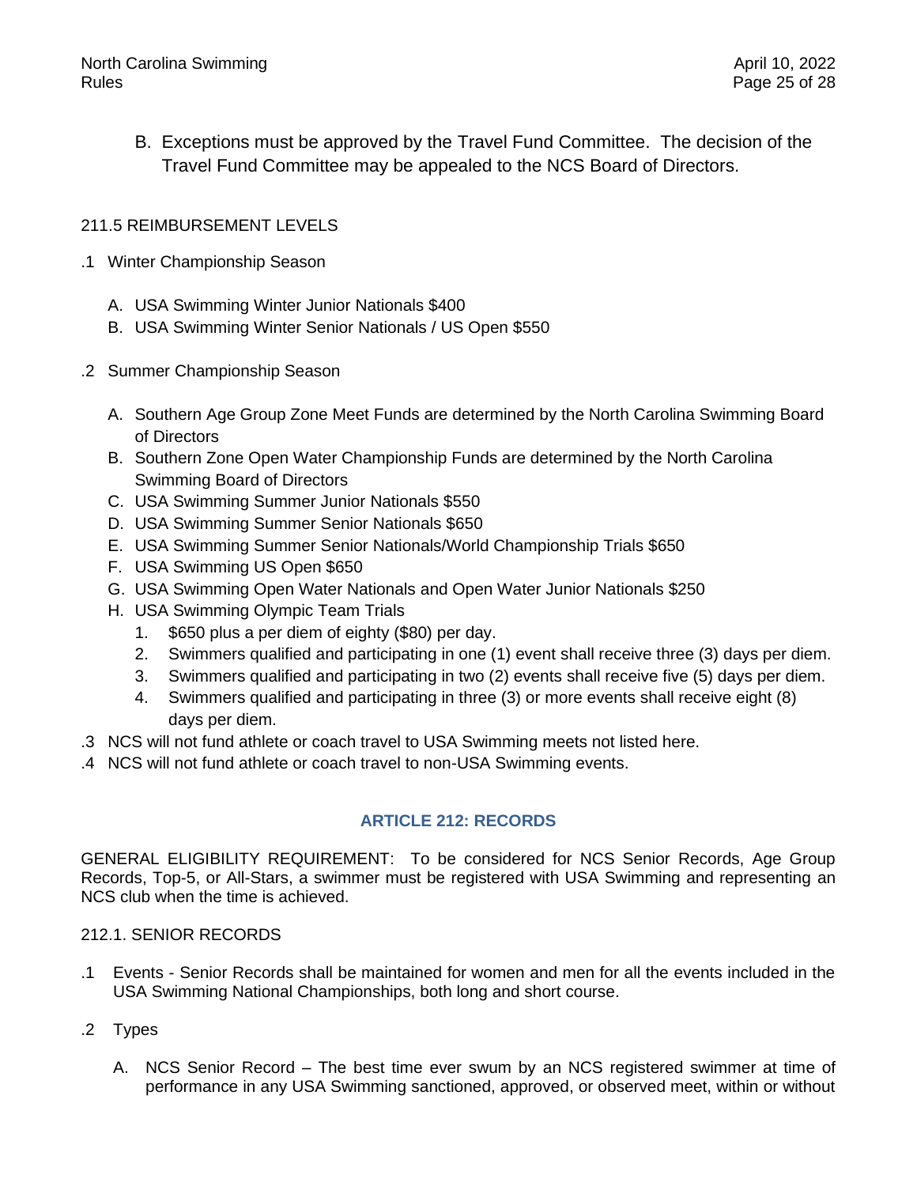B. Exceptions must be approved by the Travel Fund Committee. The decision of the Travel Fund Committee may be appealed to the NCS Board of Directors.

211.5 REIMBURSEMENT LEVELS

.1 Winter Championship Season

A. USA Swimming Winter Junior Nationals $400
B. USA Swimming Winter Senior Nationals / US Open $550

.2 Summer Championship Season

A. Southern Age Group Zone Meet Funds are determined by the North Carolina Swimming Board of Directors
B. Southern Zone Open Water Championship Funds are determined by the North Carolina Swimming Board of Directors
C. USA Swimming Summer Junior Nationals $550
D. USA Swimming Summer Senior Nationals $650
E. USA Swimming Summer Senior Nationals/World Championship Trials $650
F. USA Swimming US Open $650
G. USA Swimming Open Water Nationals and Open Water Junior Nationals $250
H. USA Swimming Olympic Team Trials
   1. $650 plus a per diem of eighty ($80) per day.
   2. Swimmers qualified and participating in one (1) event shall receive three (3) days per diem.
   3. Swimmers qualified and participating in two (2) events shall receive five (5) days per diem.
   4. Swimmers qualified and participating in three (3) or more events shall receive eight (8) days per diem.

.3 NCS will not fund athlete or coach travel to USA Swimming meets not listed here.

.4 NCS will not fund athlete or coach travel to non-USA Swimming events.

## ARTICLE 212: RECORDS

GENERAL ELIGIBILITY REQUIREMENT: To be considered for NCS Senior Records, Age Group Records, Top-5, or All-Stars, a swimmer must be registered with USA Swimming and representing an NCS club when the time is achieved.

212.1. SENIOR RECORDS

.1 Events - Senior Records shall be maintained for women and men for all the events included in the USA Swimming National Championships, both long and short course.

.2 Types

A. NCS Senior Record – The best time ever swum by an NCS registered swimmer at time of performance in any USA Swimming sanctioned, approved, or observed meet, within or without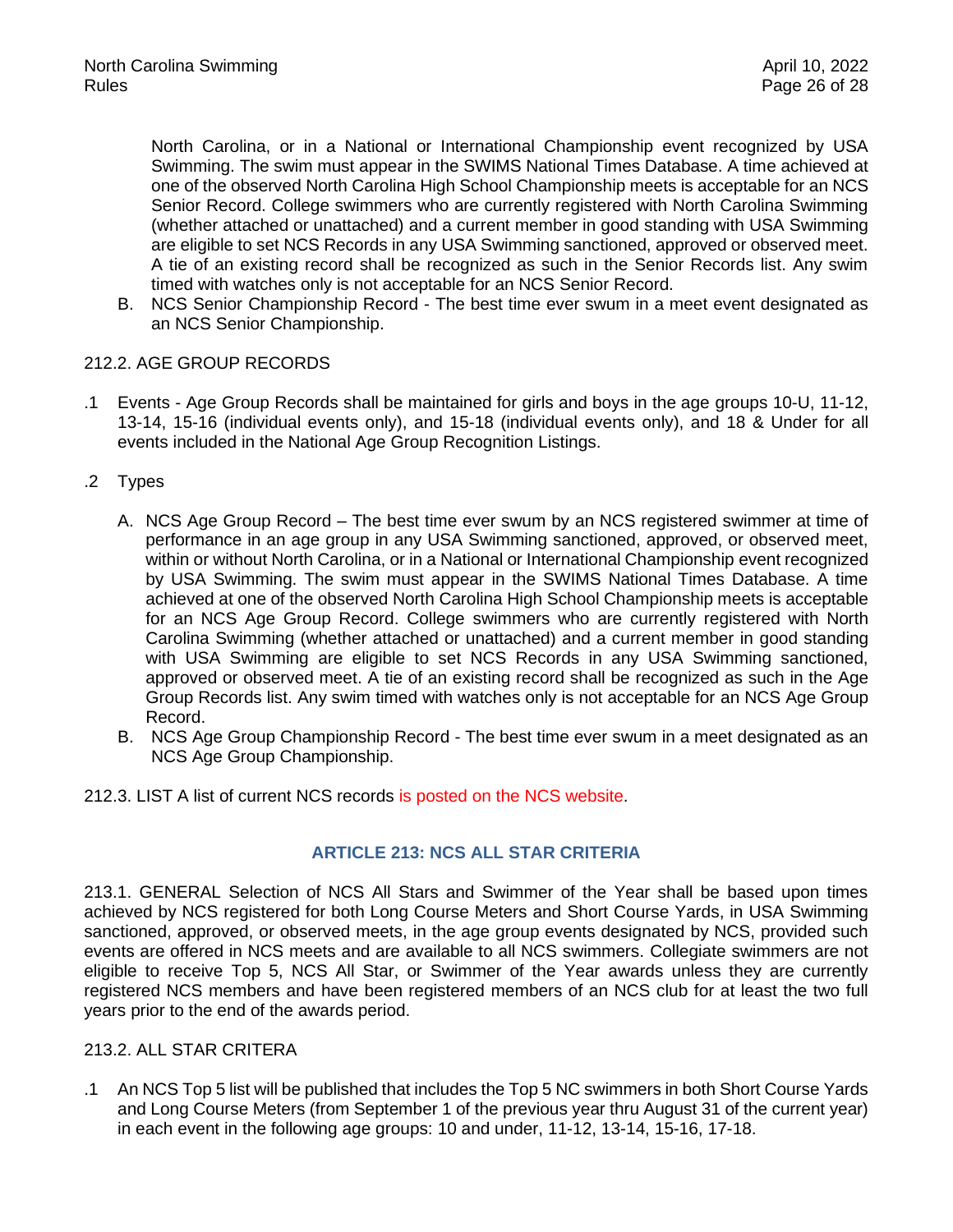North Carolina, or in a National or International Championship event recognized by USA Swimming. The swim must appear in the SWIMS National Times Database. A time achieved at one of the observed North Carolina High School Championship meets is acceptable for an NCS Senior Record. College swimmers who are currently registered with North Carolina Swimming (whether attached or unattached) and a current member in good standing with USA Swimming are eligible to set NCS Records in any USA Swimming sanctioned, approved or observed meet. A tie of an existing record shall be recognized as such in the Senior Records list. Any swim timed with watches only is not acceptable for an NCS Senior Record.

B. NCS Senior Championship Record - The best time ever swum in a meet event designated as an NCS Senior Championship.

212.2. AGE GROUP RECORDS

.1 Events - Age Group Records shall be maintained for girls and boys in the age groups 10-U, 11-12, 13-14, 15-16 (individual events only), and 15-18 (individual events only), and 18 & Under for all events included in the National Age Group Recognition Listings.

.2 Types

A. NCS Age Group Record – The best time ever swum by an NCS registered swimmer at time of performance in an age group in any USA Swimming sanctioned, approved, or observed meet, within or without North Carolina, or in a National or International Championship event recognized by USA Swimming. The swim must appear in the SWIMS National Times Database. A time achieved at one of the observed North Carolina High School Championship meets is acceptable for an NCS Age Group Record. College swimmers who are currently registered with North Carolina Swimming (whether attached or unattached) and a current member in good standing with USA Swimming are eligible to set NCS Records in any USA Swimming sanctioned, approved or observed meet. A tie of an existing record shall be recognized as such in the Age Group Records list. Any swim timed with watches only is not acceptable for an NCS Age Group Record.

B. NCS Age Group Championship Record - The best time ever swum in a meet designated as an NCS Age Group Championship.

212.3. LIST A list of current NCS records is posted on the NCS website.

## ARTICLE 213: NCS ALL STAR CRITERIA

213.1. GENERAL Selection of NCS All Stars and Swimmer of the Year shall be based upon times achieved by NCS registered for both Long Course Meters and Short Course Yards, in USA Swimming sanctioned, approved, or observed meets, in the age group events designated by NCS, provided such events are offered in NCS meets and are available to all NCS swimmers. Collegiate swimmers are not eligible to receive Top 5, NCS All Star, or Swimmer of the Year awards unless they are currently registered NCS members and have been registered members of an NCS club for at least the two full years prior to the end of the awards period.

213.2. ALL STAR CRITERA

.1 An NCS Top 5 list will be published that includes the Top 5 NC swimmers in both Short Course Yards and Long Course Meters (from September 1 of the previous year thru August 31 of the current year) in each event in the following age groups: 10 and under, 11-12, 13-14, 15-16, 17-18.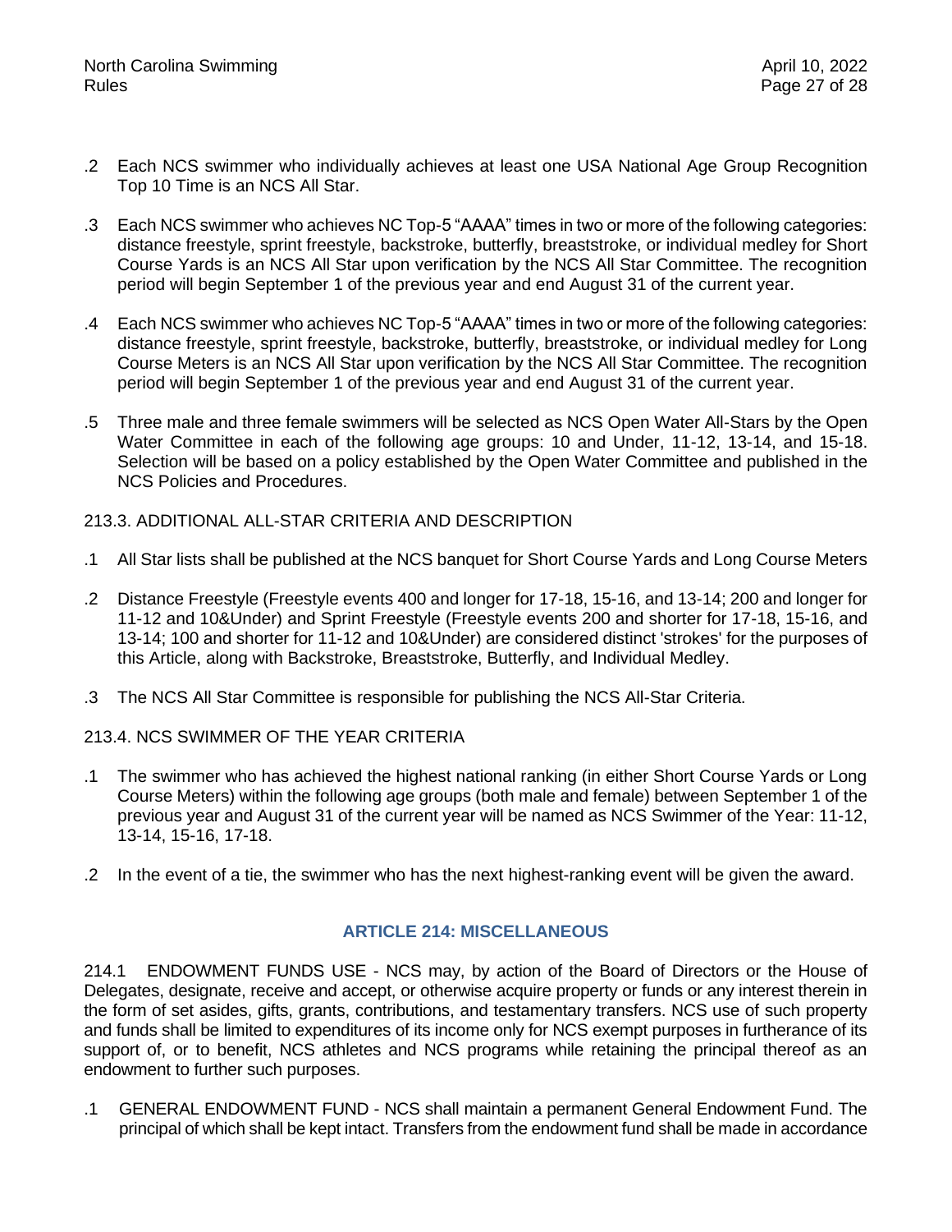.2 Each NCS swimmer who individually achieves at least one USA National Age Group Recognition Top 10 Time is an NCS All Star.

.3 Each NCS swimmer who achieves NC Top-5 "AAAA" times in two or more of the following categories: distance freestyle, sprint freestyle, backstroke, butterfly, breaststroke, or individual medley for Short Course Yards is an NCS All Star upon verification by the NCS All Star Committee. The recognition period will begin September 1 of the previous year and end August 31 of the current year.

.4 Each NCS swimmer who achieves NC Top-5 "AAAA" times in two or more of the following categories: distance freestyle, sprint freestyle, backstroke, butterfly, breaststroke, or individual medley for Long Course Meters is an NCS All Star upon verification by the NCS All Star Committee. The recognition period will begin September 1 of the previous year and end August 31 of the current year.

.5 Three male and three female swimmers will be selected as NCS Open Water All-Stars by the Open Water Committee in each of the following age groups: 10 and Under, 11-12, 13-14, and 15-18. Selection will be based on a policy established by the Open Water Committee and published in the NCS Policies and Procedures.

213.3. ADDITIONAL ALL-STAR CRITERIA AND DESCRIPTION

.1 All Star lists shall be published at the NCS banquet for Short Course Yards and Long Course Meters

.2 Distance Freestyle (Freestyle events 400 and longer for 17-18, 15-16, and 13-14; 200 and longer for 11-12 and 10&Under) and Sprint Freestyle (Freestyle events 200 and shorter for 17-18, 15-16, and 13-14; 100 and shorter for 11-12 and 10&Under) are considered distinct 'strokes' for the purposes of this Article, along with Backstroke, Breaststroke, Butterfly, and Individual Medley.

.3 The NCS All Star Committee is responsible for publishing the NCS All-Star Criteria.

213.4. NCS SWIMMER OF THE YEAR CRITERIA

.1 The swimmer who has achieved the highest national ranking (in either Short Course Yards or Long Course Meters) within the following age groups (both male and female) between September 1 of the previous year and August 31 of the current year will be named as NCS Swimmer of the Year: 11-12, 13-14, 15-16, 17-18.

.2 In the event of a tie, the swimmer who has the next highest-ranking event will be given the award.

## ARTICLE 214: MISCELLANEOUS

214.1 ENDOWMENT FUNDS USE - NCS may, by action of the Board of Directors or the House of Delegates, designate, receive and accept, or otherwise acquire property or funds or any interest therein in the form of set asides, gifts, grants, contributions, and testamentary transfers. NCS use of such property and funds shall be limited to expenditures of its income only for NCS exempt purposes in furtherance of its support of, or to benefit, NCS athletes and NCS programs while retaining the principal thereof as an endowment to further such purposes.

.1 GENERAL ENDOWMENT FUND - NCS shall maintain a permanent General Endowment Fund. The principal of which shall be kept intact. Transfers from the endowment fund shall be made in accordance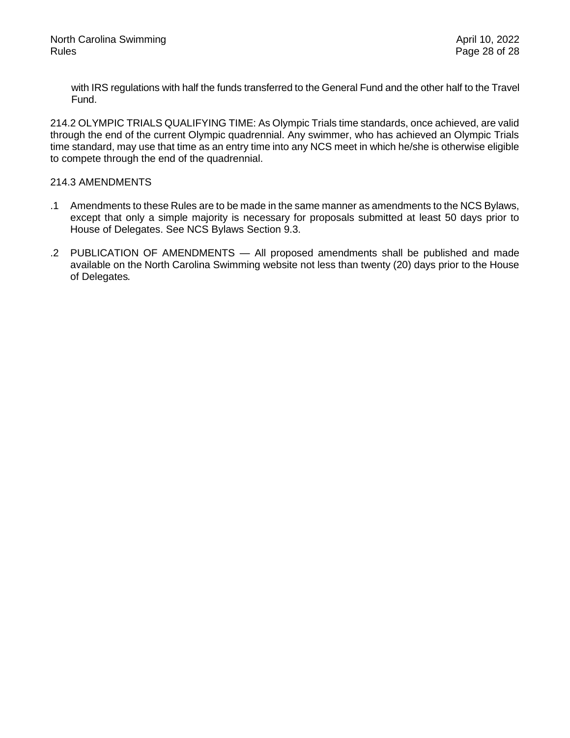with IRS regulations with half the funds transferred to the General Fund and the other half to the Travel Fund.

214.2 OLYMPIC TRIALS QUALIFYING TIME: As Olympic Trials time standards, once achieved, are valid through the end of the current Olympic quadrennial. Any swimmer, who has achieved an Olympic Trials time standard, may use that time as an entry time into any NCS meet in which he/she is otherwise eligible to compete through the end of the quadrennial.

214.3 AMENDMENTS

.1 Amendments to these Rules are to be made in the same manner as amendments to the NCS Bylaws, except that only a simple majority is necessary for proposals submitted at least 50 days prior to House of Delegates. See NCS Bylaws Section 9.3.

.2 PUBLICATION OF AMENDMENTS — All proposed amendments shall be published and made available on the North Carolina Swimming website not less than twenty (20) days prior to the House of Delegates.